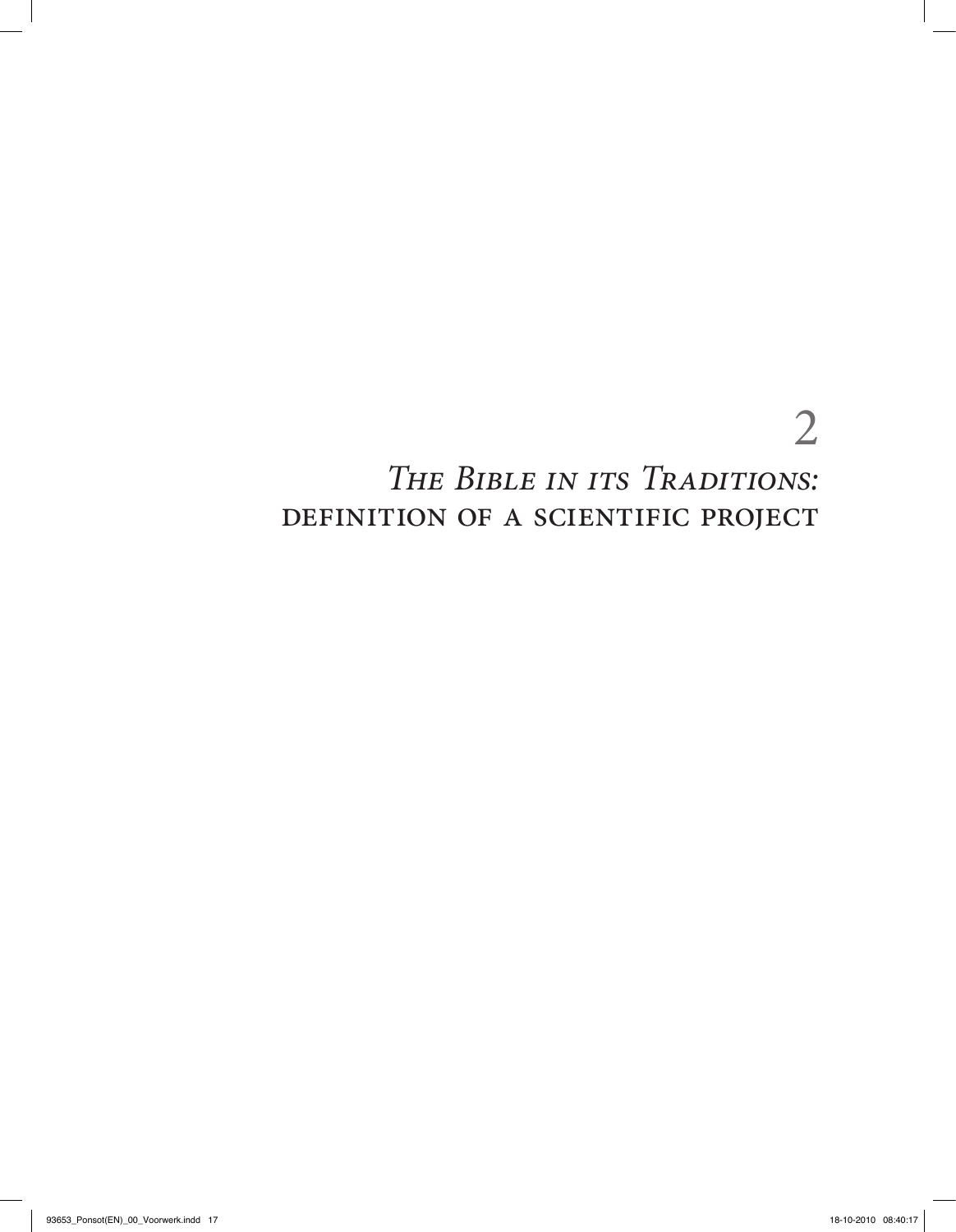# 2

# *The Bible in its Traditions:* definition of a scientific project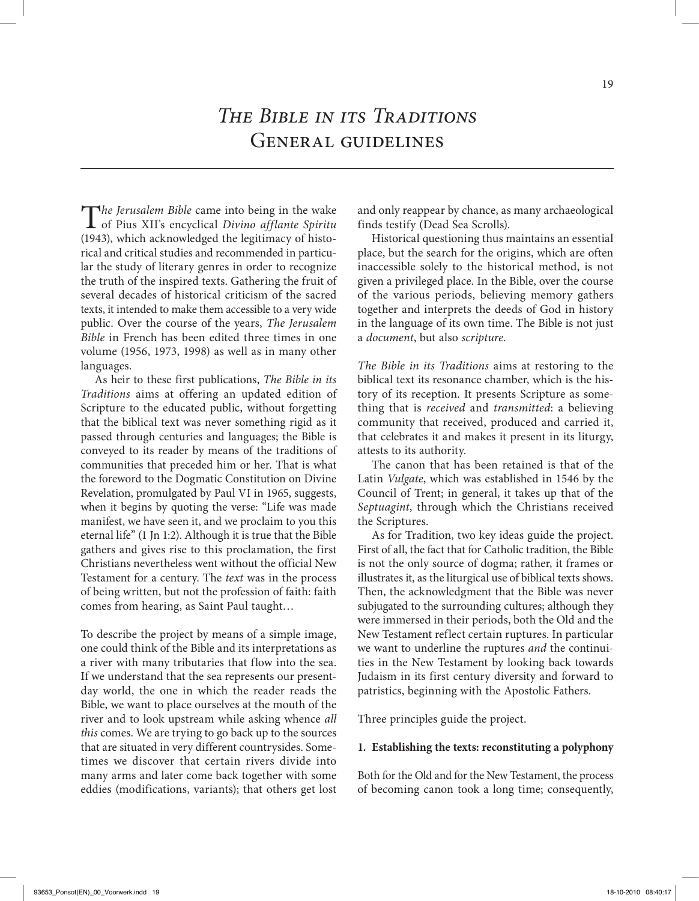# *The Bible in its Traditions*
# General guidelines

*The Jerusalem Bible* came into being in the wake of Pius XII's encyclical *Divino afflante Spiritu* (1943), which acknowledged the legitimacy of historical and critical studies and recommended in particular the study of literary genres in order to recognize the truth of the inspired texts. Gathering the fruit of several decades of historical criticism of the sacred texts, it intended to make them accessible to a very wide public. Over the course of the years, *The Jerusalem Bible* in French has been edited three times in one volume (1956, 1973, 1998) as well as in many other languages.

As heir to these first publications, *The Bible in its Traditions* aims at offering an updated edition of Scripture to the educated public, without forgetting that the biblical text was never something rigid as it passed through centuries and languages; the Bible is conveyed to its reader by means of the traditions of communities that preceded him or her. That is what the foreword to the Dogmatic Constitution on Divine Revelation, promulgated by Paul VI in 1965, suggests, when it begins by quoting the verse: "Life was made manifest, we have seen it, and we proclaim to you this eternal life" (1 Jn 1:2). Although it is true that the Bible gathers and gives rise to this proclamation, the first Christians nevertheless went without the official New Testament for a century. The *text* was in the process of being written, but not the profession of faith: faith comes from hearing, as Saint Paul taught…

To describe the project by means of a simple image, one could think of the Bible and its interpretations as a river with many tributaries that flow into the sea. If we understand that the sea represents our present-day world, the one in which the reader reads the Bible, we want to place ourselves at the mouth of the river and to look upstream while asking whence *all this* comes. We are trying to go back up to the sources that are situated in very different countrysides. Sometimes we discover that certain rivers divide into many arms and later come back together with some eddies (modifications, variants); that others get lost and only reappear by chance, as many archaeological finds testify (Dead Sea Scrolls).

Historical questioning thus maintains an essential place, but the search for the origins, which are often inaccessible solely to the historical method, is not given a privileged place. In the Bible, over the course of the various periods, believing memory gathers together and interprets the deeds of God in history in the language of its own time. The Bible is not just a *document*, but also *scripture*.

*The Bible in its Traditions* aims at restoring to the biblical text its resonance chamber, which is the history of its reception. It presents Scripture as something that is *received* and *transmitted*: a believing community that received, produced and carried it, that celebrates it and makes it present in its liturgy, attests to its authority.

The canon that has been retained is that of the Latin *Vulgate*, which was established in 1546 by the Council of Trent; in general, it takes up that of the *Septuagint*, through which the Christians received the Scriptures.

As for Tradition, two key ideas guide the project. First of all, the fact that for Catholic tradition, the Bible is not the only source of dogma; rather, it frames or illustrates it, as the liturgical use of biblical texts shows. Then, the acknowledgment that the Bible was never subjugated to the surrounding cultures; although they were immersed in their periods, both the Old and the New Testament reflect certain ruptures. In particular we want to underline the ruptures *and* the continuities in the New Testament by looking back towards Judaism in its first century diversity and forward to patristics, beginning with the Apostolic Fathers.

Three principles guide the project.

**1. Establishing the texts: reconstituting a polyphony**

Both for the Old and for the New Testament, the process of becoming canon took a long time; consequently,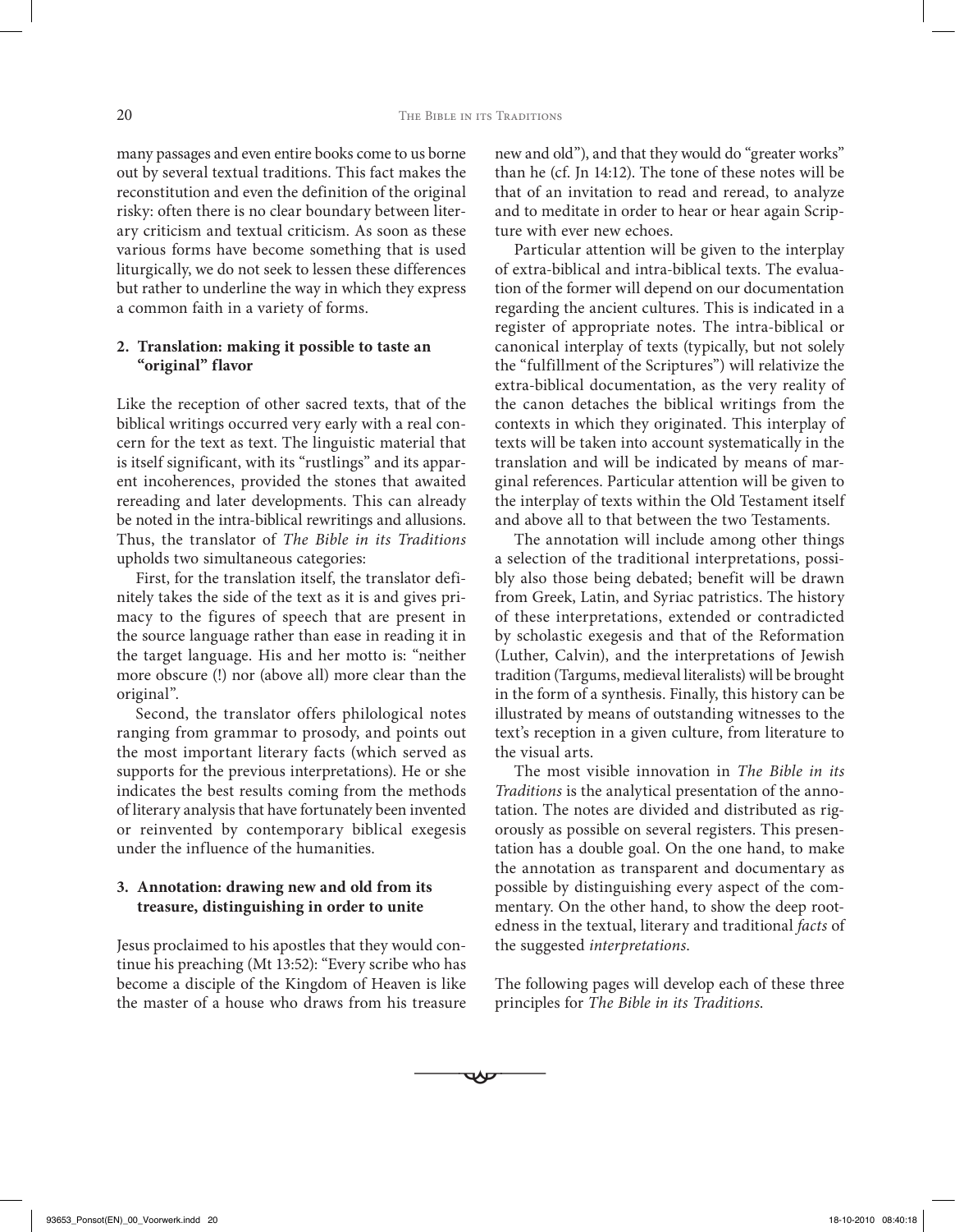many passages and even entire books come to us borne out by several textual traditions. This fact makes the reconstitution and even the definition of the original risky: often there is no clear boundary between literary criticism and textual criticism. As soon as these various forms have become something that is used liturgically, we do not seek to lessen these differences but rather to underline the way in which they express a common faith in a variety of forms.

### 2. Translation: making it possible to taste an "original" flavor

Like the reception of other sacred texts, that of the biblical writings occurred very early with a real concern for the text as text. The linguistic material that is itself significant, with its "rustlings" and its apparent incoherences, provided the stones that awaited rereading and later developments. This can already be noted in the intra-biblical rewritings and allusions. Thus, the translator of *The Bible in its Traditions* upholds two simultaneous categories:

First, for the translation itself, the translator definitely takes the side of the text as it is and gives primacy to the figures of speech that are present in the source language rather than ease in reading it in the target language. His and her motto is: "neither more obscure (!) nor (above all) more clear than the original".

Second, the translator offers philological notes ranging from grammar to prosody, and points out the most important literary facts (which served as supports for the previous interpretations). He or she indicates the best results coming from the methods of literary analysis that have fortunately been invented or reinvented by contemporary biblical exegesis under the influence of the humanities.

### 3. Annotation: drawing new and old from its treasure, distinguishing in order to unite

Jesus proclaimed to his apostles that they would continue his preaching (Mt 13:52): "Every scribe who has become a disciple of the Kingdom of Heaven is like the master of a house who draws from his treasure new and old"), and that they would do "greater works" than he (cf. Jn 14:12). The tone of these notes will be that of an invitation to read and reread, to analyze and to meditate in order to hear or hear again Scripture with ever new echoes.

Particular attention will be given to the interplay of extra-biblical and intra-biblical texts. The evaluation of the former will depend on our documentation regarding the ancient cultures. This is indicated in a register of appropriate notes. The intra-biblical or canonical interplay of texts (typically, but not solely the "fulfillment of the Scriptures") will relativize the extra-biblical documentation, as the very reality of the canon detaches the biblical writings from the contexts in which they originated. This interplay of texts will be taken into account systematically in the translation and will be indicated by means of marginal references. Particular attention will be given to the interplay of texts within the Old Testament itself and above all to that between the two Testaments.

The annotation will include among other things a selection of the traditional interpretations, possibly also those being debated; benefit will be drawn from Greek, Latin, and Syriac patristics. The history of these interpretations, extended or contradicted by scholastic exegesis and that of the Reformation (Luther, Calvin), and the interpretations of Jewish tradition (Targums, medieval literalists) will be brought in the form of a synthesis. Finally, this history can be illustrated by means of outstanding witnesses to the text's reception in a given culture, from literature to the visual arts.

The most visible innovation in *The Bible in its Traditions* is the analytical presentation of the annotation. The notes are divided and distributed as rigorously as possible on several registers. This presentation has a double goal. On the one hand, to make the annotation as transparent and documentary as possible by distinguishing every aspect of the commentary. On the other hand, to show the deep rootedness in the textual, literary and traditional *facts* of the suggested *interpretations*.

The following pages will develop each of these three principles for *The Bible in its Traditions*.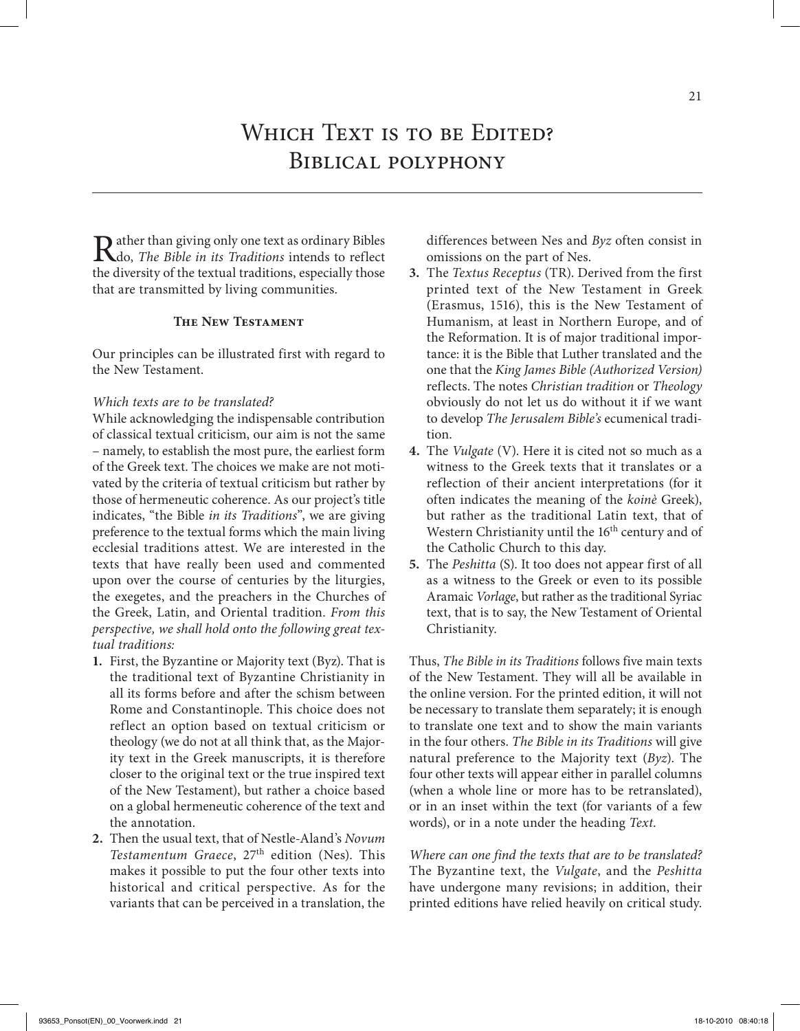# Which Text is to be Edited? Biblical polyphony

Rather than giving only one text as ordinary Bibles do, *The Bible in its Traditions* intends to reflect the diversity of the textual traditions, especially those that are transmitted by living communities.

## The New Testament

Our principles can be illustrated first with regard to the New Testament.

*Which texts are to be translated?*

While acknowledging the indispensable contribution of classical textual criticism, our aim is not the same – namely, to establish the most pure, the earliest form of the Greek text. The choices we make are not motivated by the criteria of textual criticism but rather by those of hermeneutic coherence. As our project's title indicates, "the Bible *in its Traditions*", we are giving preference to the textual forms which the main living ecclesial traditions attest. We are interested in the texts that have really been used and commented upon over the course of centuries by the liturgies, the exegetes, and the preachers in the Churches of the Greek, Latin, and Oriental tradition. *From this perspective, we shall hold onto the following great textual traditions:*

1. First, the Byzantine or Majority text (Byz). That is the traditional text of Byzantine Christianity in all its forms before and after the schism between Rome and Constantinople. This choice does not reflect an option based on textual criticism or theology (we do not at all think that, as the Majority text in the Greek manuscripts, it is therefore closer to the original text or the true inspired text of the New Testament), but rather a choice based on a global hermeneutic coherence of the text and the annotation.
2. Then the usual text, that of Nestle-Aland's *Novum Testamentum Graece*, 27th edition (Nes). This makes it possible to put the four other texts into historical and critical perspective. As for the variants that can be perceived in a translation, the differences between Nes and *Byz* often consist in omissions on the part of Nes.
3. The *Textus Receptus* (TR). Derived from the first printed text of the New Testament in Greek (Erasmus, 1516), this is the New Testament of Humanism, at least in Northern Europe, and of the Reformation. It is of major traditional importance: it is the Bible that Luther translated and the one that the *King James Bible (Authorized Version)* reflects. The notes *Christian tradition* or *Theology* obviously do not let us do without it if we want to develop *The Jerusalem Bible's* ecumenical tradition.
4. The *Vulgate* (V). Here it is cited not so much as a witness to the Greek texts that it translates or a reflection of their ancient interpretations (for it often indicates the meaning of the *koinè* Greek), but rather as the traditional Latin text, that of Western Christianity until the 16th century and of the Catholic Church to this day.
5. The *Peshitta* (S). It too does not appear first of all as a witness to the Greek or even to its possible Aramaic *Vorlage*, but rather as the traditional Syriac text, that is to say, the New Testament of Oriental Christianity.

Thus, *The Bible in its Traditions* follows five main texts of the New Testament. They will all be available in the online version. For the printed edition, it will not be necessary to translate them separately; it is enough to translate one text and to show the main variants in the four others. *The Bible in its Traditions* will give natural preference to the Majority text (*Byz*). The four other texts will appear either in parallel columns (when a whole line or more has to be retranslated), or in an inset within the text (for variants of a few words), or in a note under the heading *Text*.

*Where can one find the texts that are to be translated?*

The Byzantine text, the *Vulgate*, and the *Peshitta* have undergone many revisions; in addition, their printed editions have relied heavily on critical study.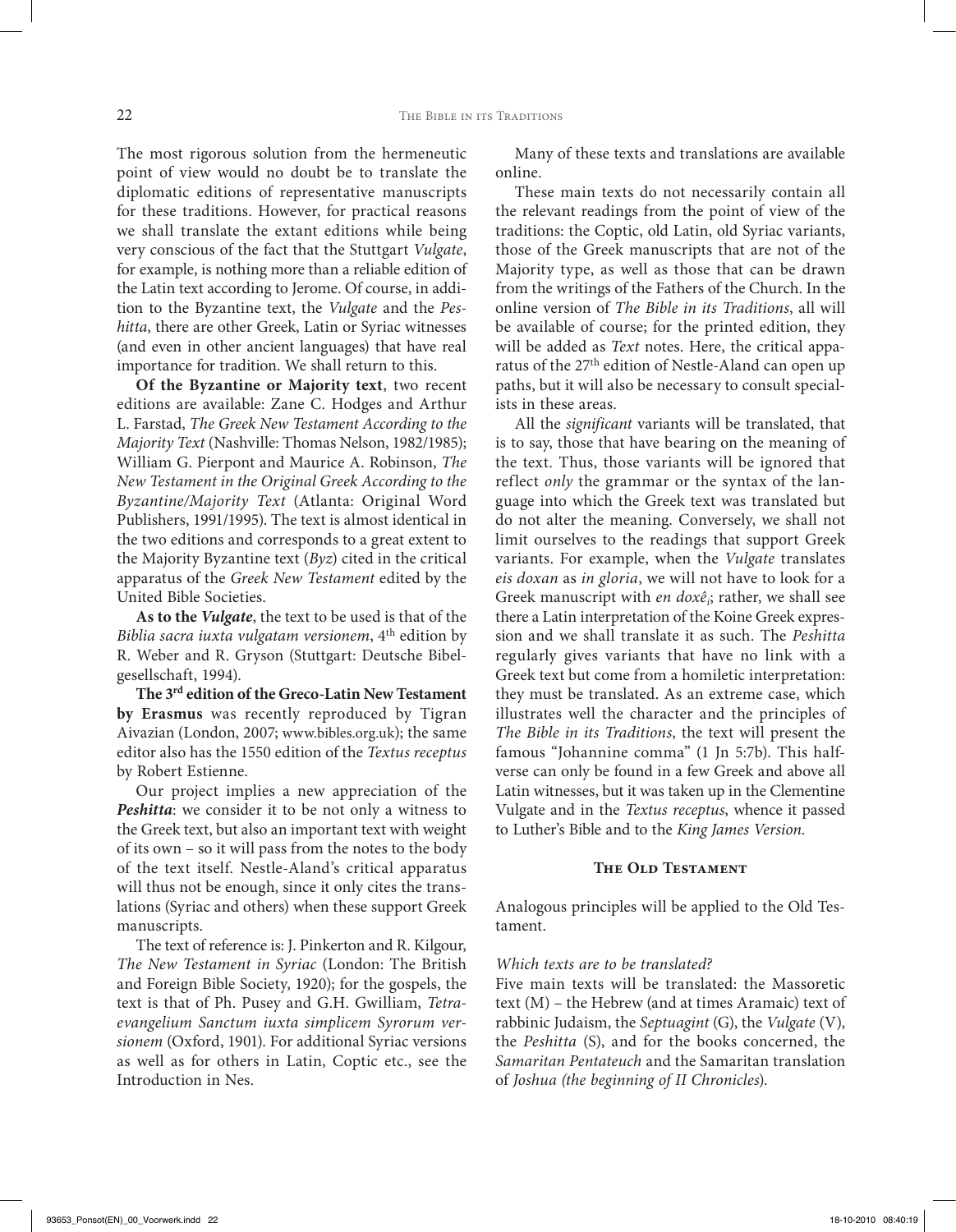The most rigorous solution from the hermeneutic point of view would no doubt be to translate the diplomatic editions of representative manuscripts for these traditions. However, for practical reasons we shall translate the extant editions while being very conscious of the fact that the Stuttgart *Vulgate*, for example, is nothing more than a reliable edition of the Latin text according to Jerome. Of course, in addition to the Byzantine text, the *Vulgate* and the *Peshitta*, there are other Greek, Latin or Syriac witnesses (and even in other ancient languages) that have real importance for tradition. We shall return to this.

**Of the Byzantine or Majority text**, two recent editions are available: Zane C. Hodges and Arthur L. Farstad, *The Greek New Testament According to the Majority Text* (Nashville: Thomas Nelson, 1982/1985); William G. Pierpont and Maurice A. Robinson, *The New Testament in the Original Greek According to the Byzantine/Majority Text* (Atlanta: Original Word Publishers, 1991/1995). The text is almost identical in the two editions and corresponds to a great extent to the Majority Byzantine text (*Byz*) cited in the critical apparatus of the *Greek New Testament* edited by the United Bible Societies.

**As to the *Vulgate***, the text to be used is that of the *Biblia sacra iuxta vulgatam versionem*, 4th edition by R. Weber and R. Gryson (Stuttgart: Deutsche Bibelgesellschaft, 1994).

**The 3rd edition of the Greco-Latin New Testament by Erasmus** was recently reproduced by Tigran Aivazian (London, 2007; www.bibles.org.uk); the same editor also has the 1550 edition of the *Textus receptus* by Robert Estienne.

Our project implies a new appreciation of the ***Peshitta***: we consider it to be not only a witness to the Greek text, but also an important text with weight of its own – so it will pass from the notes to the body of the text itself. Nestle-Aland's critical apparatus will thus not be enough, since it only cites the translations (Syriac and others) when these support Greek manuscripts.

The text of reference is: J. Pinkerton and R. Kilgour, *The New Testament in Syriac* (London: The British and Foreign Bible Society, 1920); for the gospels, the text is that of Ph. Pusey and G.H. Gwilliam, *Tetraevangelium Sanctum iuxta simplicem Syrorum versionem* (Oxford, 1901). For additional Syriac versions as well as for others in Latin, Coptic etc., see the Introduction in Nes.

Many of these texts and translations are available online.

These main texts do not necessarily contain all the relevant readings from the point of view of the traditions: the Coptic, old Latin, old Syriac variants, those of the Greek manuscripts that are not of the Majority type, as well as those that can be drawn from the writings of the Fathers of the Church. In the online version of *The Bible in its Traditions*, all will be available of course; for the printed edition, they will be added as *Text* notes. Here, the critical apparatus of the 27th edition of Nestle-Aland can open up paths, but it will also be necessary to consult specialists in these areas.

All the *significant* variants will be translated, that is to say, those that have bearing on the meaning of the text. Thus, those variants will be ignored that reflect *only* the grammar or the syntax of the language into which the Greek text was translated but do not alter the meaning. Conversely, we shall not limit ourselves to the readings that support Greek variants. For example, when the *Vulgate* translates *eis doxan* as *in gloria*, we will not have to look for a Greek manuscript with *en doxêi*; rather, we shall see there a Latin interpretation of the Koine Greek expression and we shall translate it as such. The *Peshitta* regularly gives variants that have no link with a Greek text but come from a homiletic interpretation: they must be translated. As an extreme case, which illustrates well the character and the principles of *The Bible in its Traditions*, the text will present the famous "Johannine comma" (1 Jn 5:7b). This half-verse can only be found in a few Greek and above all Latin witnesses, but it was taken up in the Clementine Vulgate and in the *Textus receptus*, whence it passed to Luther's Bible and to the *King James Version*.

## The Old Testament

Analogous principles will be applied to the Old Testament.

### *Which texts are to be translated?*

Five main texts will be translated: the Massoretic text (M) – the Hebrew (and at times Aramaic) text of rabbinic Judaism, the *Septuagint* (G), the *Vulgate* (V), the *Peshitta* (S), and for the books concerned, the *Samaritan Pentateuch* and the Samaritan translation of *Joshua (the beginning of II Chronicles)*.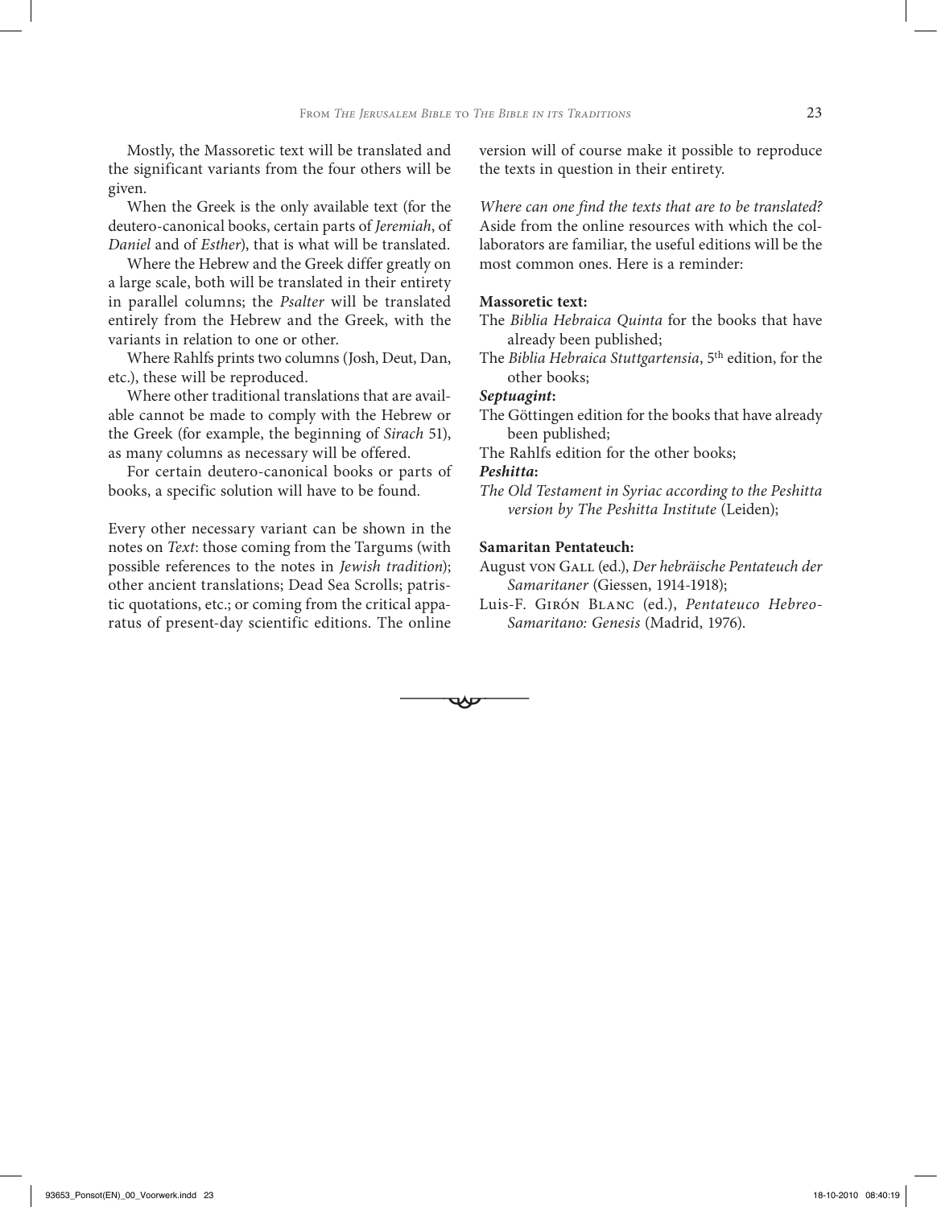Mostly, the Massoretic text will be translated and the significant variants from the four others will be given.

When the Greek is the only available text (for the deutero-canonical books, certain parts of *Jeremiah*, of *Daniel* and of *Esther*), that is what will be translated.

Where the Hebrew and the Greek differ greatly on a large scale, both will be translated in their entirety in parallel columns; the *Psalter* will be translated entirely from the Hebrew and the Greek, with the variants in relation to one or other.

Where Rahlfs prints two columns (Josh, Deut, Dan, etc.), these will be reproduced.

Where other traditional translations that are available cannot be made to comply with the Hebrew or the Greek (for example, the beginning of *Sirach* 51), as many columns as necessary will be offered.

For certain deutero-canonical books or parts of books, a specific solution will have to be found.

Every other necessary variant can be shown in the notes on *Text*: those coming from the Targums (with possible references to the notes in *Jewish tradition*); other ancient translations; Dead Sea Scrolls; patristic quotations, etc.; or coming from the critical apparatus of present-day scientific editions. The online version will of course make it possible to reproduce the texts in question in their entirety.

*Where can one find the texts that are to be translated?* Aside from the online resources with which the collaborators are familiar, the useful editions will be the most common ones. Here is a reminder:

**Massoretic text:**

The *Biblia Hebraica Quinta* for the books that have already been published;

The *Biblia Hebraica Stuttgartensia*, 5th edition, for the other books;

***Septuagint*:**

The Göttingen edition for the books that have already been published;

The Rahlfs edition for the other books;

***Peshitta*:**

*The Old Testament in Syriac according to the Peshitta version by The Peshitta Institute* (Leiden);

**Samaritan Pentateuch:**

August von Gall (ed.), *Der hebräische Pentateuch der Samaritaner* (Giessen, 1914-1918);

Luis-F. Girón Blanc (ed.), *Pentateuco Hebreo-Samaritano: Genesis* (Madrid, 1976).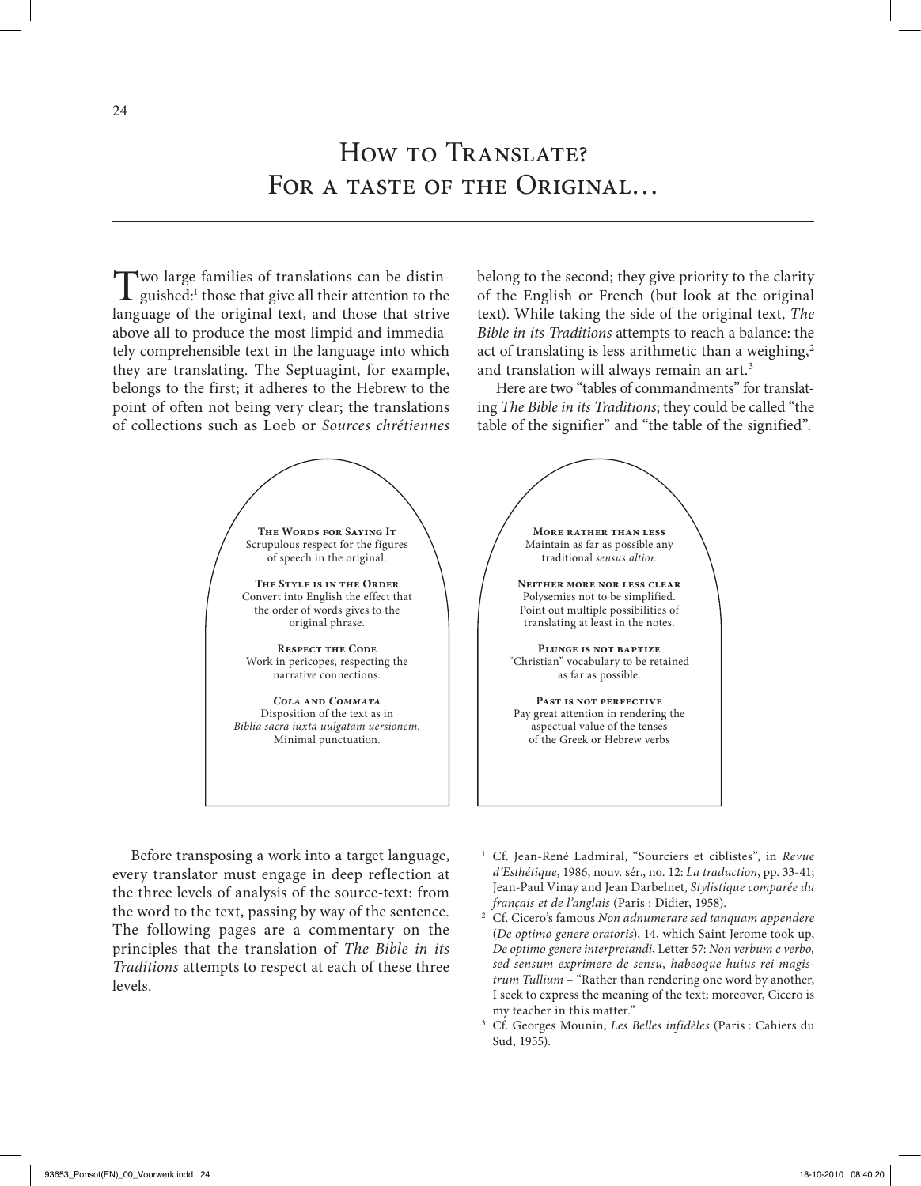# How to Translate? For a taste of the Original…

Two large families of translations can be distinguished:[1] those that give all their attention to the language of the original text, and those that strive above all to produce the most limpid and immediately comprehensible text in the language into which they are translating. The Septuagint, for example, belongs to the first; it adheres to the Hebrew to the point of often not being very clear; the translations of collections such as Loeb or *Sources chrétiennes* belong to the second; they give priority to the clarity of the English or French (but look at the original text). While taking the side of the original text, *The Bible in its Traditions* attempts to reach a balance: the act of translating is less arithmetic than a weighing,[2] and translation will always remain an art.[3]

Here are two "tables of commandments" for translating *The Bible in its Traditions*; they could be called "the table of the signifier" and "the table of the signified".

**The Words for Saying It**
Scrupulous respect for the figures of speech in the original.

**The Style is in the Order**
Convert into English the effect that the order of words gives to the original phrase.

**Respect the Code**
Work in pericopes, respecting the narrative connections.

***Cola* and *Commata***
Disposition of the text as in *Biblia sacra iuxta uulgatam uersionem.*
Minimal punctuation.

**More rather than less**
Maintain as far as possible any traditional *sensus altior*.

**Neither more nor less clear**
Polysemies not to be simplified.
Point out multiple possibilities of translating at least in the notes.

**Plunge is not baptize**
"Christian" vocabulary to be retained as far as possible.

**Past is not perfective**
Pay great attention in rendering the aspectual value of the tenses of the Greek or Hebrew verbs

Before transposing a work into a target language, every translator must engage in deep reflection at the three levels of analysis of the source-text: from the word to the text, passing by way of the sentence. The following pages are a commentary on the principles that the translation of *The Bible in its Traditions* attempts to respect at each of these three levels.

---

[1] Cf. Jean-René Ladmiral, "Sourciers et ciblistes", in *Revue d'Esthétique*, 1986, nouv. sér., no. 12: *La traduction*, pp. 33-41; Jean-Paul Vinay and Jean Darbelnet, *Stylistique comparée du français et de l'anglais* (Paris : Didier, 1958).

[2] Cf. Cicero's famous *Non adnumerare sed tanquam appendere* (*De optimo genere oratoris*), 14, which Saint Jerome took up, *De optimo genere interpretandi*, Letter 57: *Non verbum e verbo, sed sensum exprimere de sensu, habeoque huius rei magistrum Tullium* – "Rather than rendering one word by another, I seek to express the meaning of the text; moreover, Cicero is my teacher in this matter."

[3] Cf. Georges Mounin, *Les Belles infidèles* (Paris : Cahiers du Sud, 1955).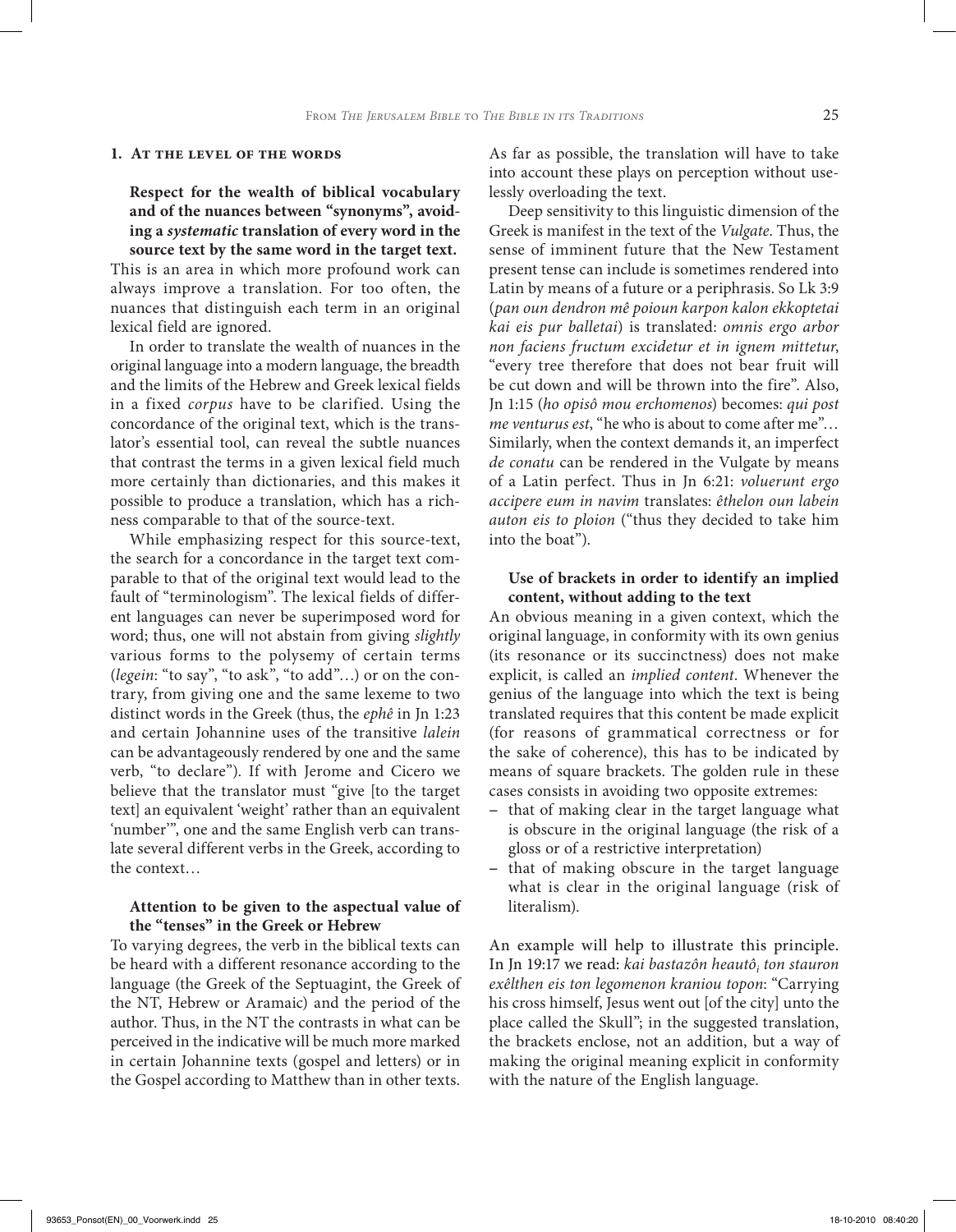### 1. At the level of the words

**Respect for the wealth of biblical vocabulary and of the nuances between "synonyms", avoiding a *systematic* translation of every word in the source text by the same word in the target text.**

This is an area in which more profound work can always improve a translation. For too often, the nuances that distinguish each term in an original lexical field are ignored.

In order to translate the wealth of nuances in the original language into a modern language, the breadth and the limits of the Hebrew and Greek lexical fields in a fixed *corpus* have to be clarified. Using the concordance of the original text, which is the translator's essential tool, can reveal the subtle nuances that contrast the terms in a given lexical field much more certainly than dictionaries, and this makes it possible to produce a translation, which has a richness comparable to that of the source-text.

While emphasizing respect for this source-text, the search for a concordance in the target text comparable to that of the original text would lead to the fault of "terminologism". The lexical fields of different languages can never be superimposed word for word; thus, one will not abstain from giving *slightly* various forms to the polysemy of certain terms (*legein*: "to say", "to ask", "to add"…) or on the contrary, from giving one and the same lexeme to two distinct words in the Greek (thus, the *ephê* in Jn 1:23 and certain Johannine uses of the transitive *lalein* can be advantageously rendered by one and the same verb, "to declare"). If with Jerome and Cicero we believe that the translator must "give [to the target text] an equivalent 'weight' rather than an equivalent 'number'", one and the same English verb can translate several different verbs in the Greek, according to the context…

**Attention to be given to the aspectual value of the "tenses" in the Greek or Hebrew**

To varying degrees, the verb in the biblical texts can be heard with a different resonance according to the language (the Greek of the Septuagint, the Greek of the NT, Hebrew or Aramaic) and the period of the author. Thus, in the NT the contrasts in what can be perceived in the indicative will be much more marked in certain Johannine texts (gospel and letters) or in the Gospel according to Matthew than in other texts. As far as possible, the translation will have to take into account these plays on perception without uselessly overloading the text.

Deep sensitivity to this linguistic dimension of the Greek is manifest in the text of the *Vulgate*. Thus, the sense of imminent future that the New Testament present tense can include is sometimes rendered into Latin by means of a future or a periphrasis. So Lk 3:9 (*pan oun dendron mê poioun karpon kalon ekkoptetai kai eis pur balletai*) is translated: *omnis ergo arbor non faciens fructum excidetur et in ignem mittetur*, "every tree therefore that does not bear fruit will be cut down and will be thrown into the fire". Also, Jn 1:15 (*ho opisô mou erchomenos*) becomes: *qui post me venturus est*, "he who is about to come after me"… Similarly, when the context demands it, an imperfect *de conatu* can be rendered in the Vulgate by means of a Latin perfect. Thus in Jn 6:21: *voluerunt ergo accipere eum in navim* translates: *êthelon oun labein auton eis to ploion* ("thus they decided to take him into the boat").

**Use of brackets in order to identify an implied content, without adding to the text**

An obvious meaning in a given context, which the original language, in conformity with its own genius (its resonance or its succinctness) does not make explicit, is called an *implied content*. Whenever the genius of the language into which the text is being translated requires that this content be made explicit (for reasons of grammatical correctness or for the sake of coherence), this has to be indicated by means of square brackets. The golden rule in these cases consists in avoiding two opposite extremes:

- that of making clear in the target language what is obscure in the original language (the risk of a gloss or of a restrictive interpretation)
- that of making obscure in the target language what is clear in the original language (risk of literalism).

An example will help to illustrate this principle. In Jn 19:17 we read: *kai bastazôn heautô$_i$ ton stauron exêlthen eis ton legomenon kraniou topon*: "Carrying his cross himself, Jesus went out [of the city] unto the place called the Skull"; in the suggested translation, the brackets enclose, not an addition, but a way of making the original meaning explicit in conformity with the nature of the English language.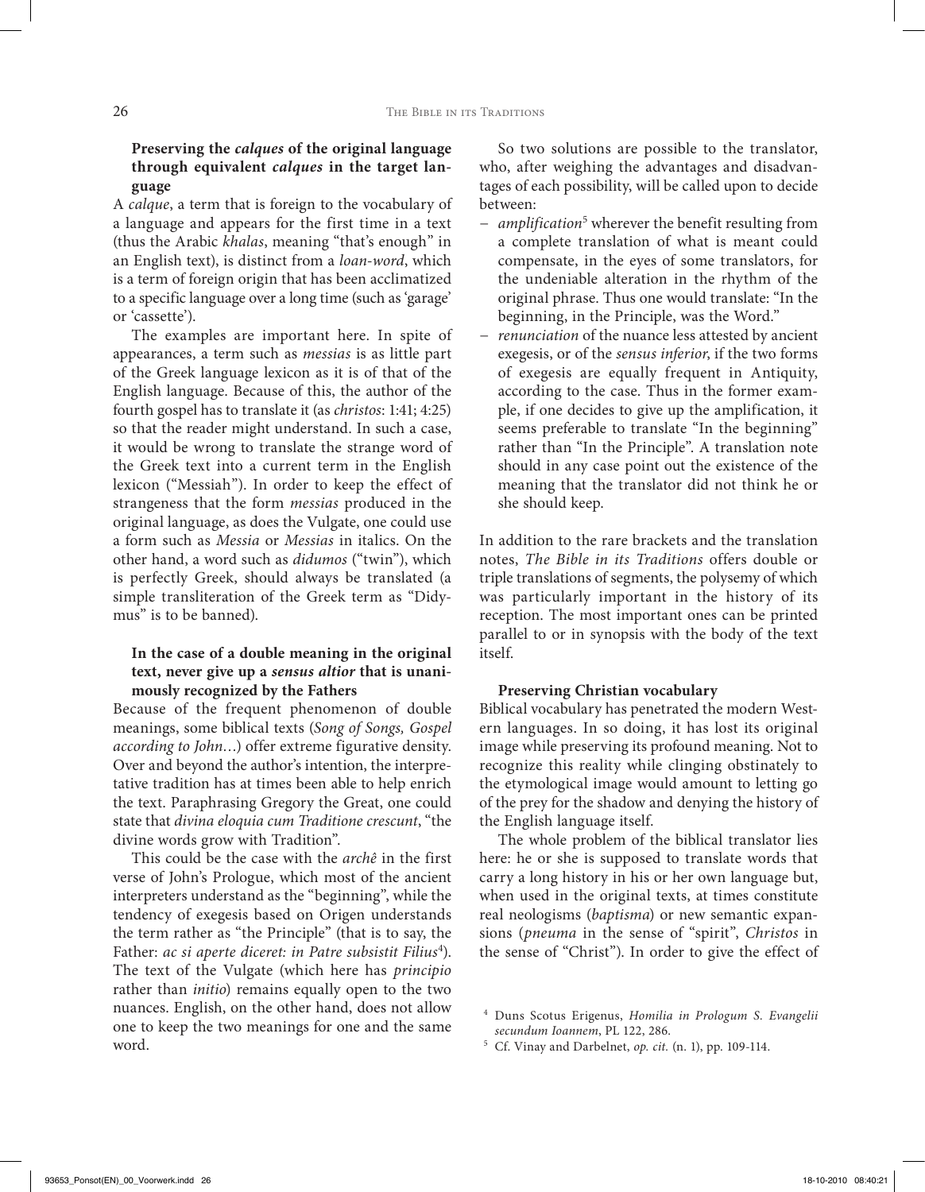### Preserving the *calques* of the original language through equivalent *calques* in the target language

A *calque*, a term that is foreign to the vocabulary of a language and appears for the first time in a text (thus the Arabic *khalas*, meaning "that's enough" in an English text), is distinct from a *loan-word*, which is a term of foreign origin that has been acclimatized to a specific language over a long time (such as 'garage' or 'cassette').

The examples are important here. In spite of appearances, a term such as *messias* is as little part of the Greek language lexicon as it is of that of the English language. Because of this, the author of the fourth gospel has to translate it (as *christos*: 1:41; 4:25) so that the reader might understand. In such a case, it would be wrong to translate the strange word of the Greek text into a current term in the English lexicon ("Messiah"). In order to keep the effect of strangeness that the form *messias* produced in the original language, as does the Vulgate, one could use a form such as *Messia* or *Messias* in italics. On the other hand, a word such as *didumos* ("twin"), which is perfectly Greek, should always be translated (a simple transliteration of the Greek term as "Didymus" is to be banned).

### In the case of a double meaning in the original text, never give up a *sensus altior* that is unanimously recognized by the Fathers

Because of the frequent phenomenon of double meanings, some biblical texts (*Song of Songs, Gospel according to John*…) offer extreme figurative density. Over and beyond the author's intention, the interpretative tradition has at times been able to help enrich the text. Paraphrasing Gregory the Great, one could state that *divina eloquia cum Traditione crescunt*, "the divine words grow with Tradition".

This could be the case with the *archê* in the first verse of John's Prologue, which most of the ancient interpreters understand as the "beginning", while the tendency of exegesis based on Origen understands the term rather as "the Principle" (that is to say, the Father: *ac si aperte diceret: in Patre subsistit Filius*[4]). The text of the Vulgate (which here has *principio* rather than *initio*) remains equally open to the two nuances. English, on the other hand, does not allow one to keep the two meanings for one and the same word.

So two solutions are possible to the translator, who, after weighing the advantages and disadvantages of each possibility, will be called upon to decide between:

- *amplification*[5] wherever the benefit resulting from a complete translation of what is meant could compensate, in the eyes of some translators, for the undeniable alteration in the rhythm of the original phrase. Thus one would translate: "In the beginning, in the Principle, was the Word."
- *renunciation* of the nuance less attested by ancient exegesis, or of the *sensus inferior*, if the two forms of exegesis are equally frequent in Antiquity, according to the case. Thus in the former example, if one decides to give up the amplification, it seems preferable to translate "In the beginning" rather than "In the Principle". A translation note should in any case point out the existence of the meaning that the translator did not think he or she should keep.

In addition to the rare brackets and the translation notes, *The Bible in its Traditions* offers double or triple translations of segments, the polysemy of which was particularly important in the history of its reception. The most important ones can be printed parallel to or in synopsis with the body of the text itself.

### Preserving Christian vocabulary

Biblical vocabulary has penetrated the modern Western languages. In so doing, it has lost its original image while preserving its profound meaning. Not to recognize this reality while clinging obstinately to the etymological image would amount to letting go of the prey for the shadow and denying the history of the English language itself.

The whole problem of the biblical translator lies here: he or she is supposed to translate words that carry a long history in his or her own language but, when used in the original texts, at times constitute real neologisms (*baptisma*) or new semantic expansions (*pneuma* in the sense of "spirit", *Christos* in the sense of "Christ"). In order to give the effect of

[4] Duns Scotus Erigenus, *Homilia in Prologum S. Evangelii secundum Ioannem*, PL 122, 286.

[5] Cf. Vinay and Darbelnet, *op. cit.* (n. 1), pp. 109-114.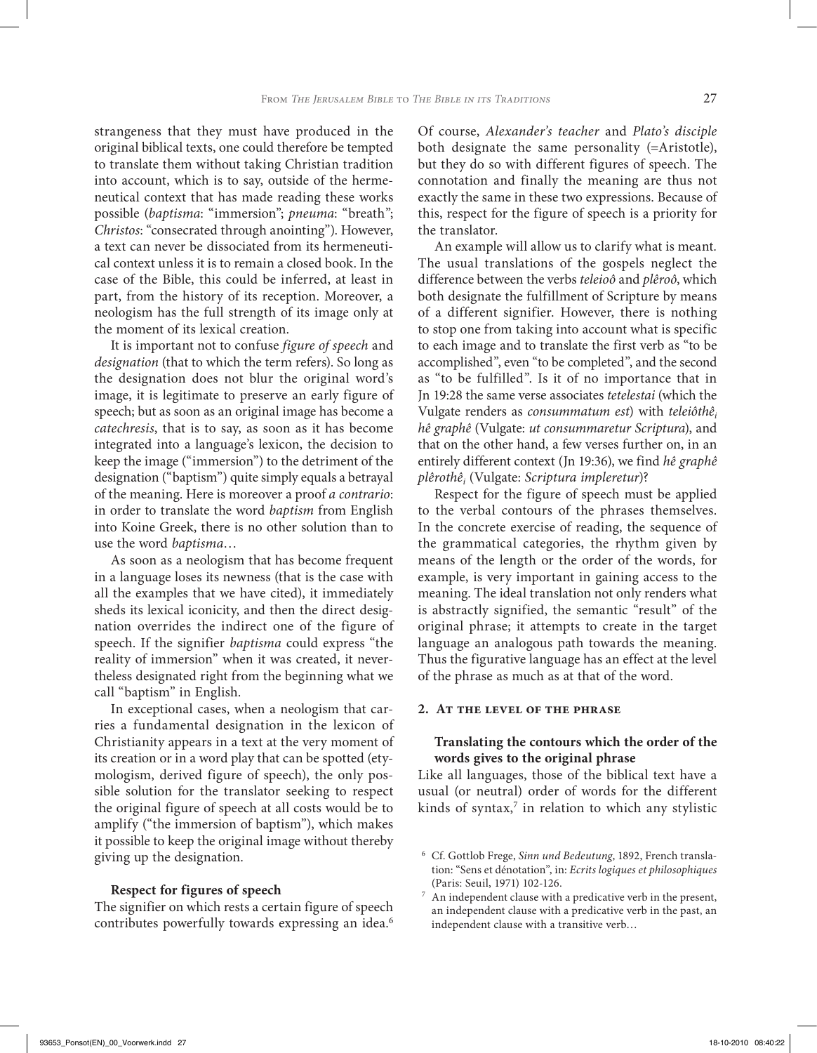strangeness that they must have produced in the original biblical texts, one could therefore be tempted to translate them without taking Christian tradition into account, which is to say, outside of the hermeneutical context that has made reading these works possible (*baptisma*: "immersion"; *pneuma*: "breath"; *Christos*: "consecrated through anointing"). However, a text can never be dissociated from its hermeneutical context unless it is to remain a closed book. In the case of the Bible, this could be inferred, at least in part, from the history of its reception. Moreover, a neologism has the full strength of its image only at the moment of its lexical creation.

It is important not to confuse *figure of speech* and *designation* (that to which the term refers). So long as the designation does not blur the original word's image, it is legitimate to preserve an early figure of speech; but as soon as an original image has become a *catechresis*, that is to say, as soon as it has become integrated into a language's lexicon, the decision to keep the image ("immersion") to the detriment of the designation ("baptism") quite simply equals a betrayal of the meaning. Here is moreover a proof *a contrario*: in order to translate the word *baptism* from English into Koine Greek, there is no other solution than to use the word *baptisma*…

As soon as a neologism that has become frequent in a language loses its newness (that is the case with all the examples that we have cited), it immediately sheds its lexical iconicity, and then the direct designation overrides the indirect one of the figure of speech. If the signifier *baptisma* could express "the reality of immersion" when it was created, it nevertheless designated right from the beginning what we call "baptism" in English.

In exceptional cases, when a neologism that carries a fundamental designation in the lexicon of Christianity appears in a text at the very moment of its creation or in a word play that can be spotted (etymologism, derived figure of speech), the only possible solution for the translator seeking to respect the original figure of speech at all costs would be to amplify ("the immersion of baptism"), which makes it possible to keep the original image without thereby giving up the designation.

#### Respect for figures of speech

The signifier on which rests a certain figure of speech contributes powerfully towards expressing an idea.[6] Of course, *Alexander's teacher* and *Plato's disciple* both designate the same personality (=Aristotle), but they do so with different figures of speech. The connotation and finally the meaning are thus not exactly the same in these two expressions. Because of this, respect for the figure of speech is a priority for the translator.

An example will allow us to clarify what is meant. The usual translations of the gospels neglect the difference between the verbs *teleioô* and *plêroô*, which both designate the fulfillment of Scripture by means of a different signifier. However, there is nothing to stop one from taking into account what is specific to each image and to translate the first verb as "to be accomplished", even "to be completed", and the second as "to be fulfilled". Is it of no importance that in Jn 19:28 the same verse associates *tetelestai* (which the Vulgate renders as *consummatum est*) with *teleiôthê*$_i$ *hê graphê* (Vulgate: *ut consummaretur Scriptura*), and that on the other hand, a few verses further on, in an entirely different context (Jn 19:36), we find *hê graphê plêrothê*$_i$ (Vulgate: *Scriptura impleretur*)?

Respect for the figure of speech must be applied to the verbal contours of the phrases themselves. In the concrete exercise of reading, the sequence of the grammatical categories, the rhythm given by means of the length or the order of the words, for example, is very important in gaining access to the meaning. The ideal translation not only renders what is abstractly signified, the semantic "result" of the original phrase; it attempts to create in the target language an analogous path towards the meaning. Thus the figurative language has an effect at the level of the phrase as much as at that of the word.

### 2. At the level of the phrase

#### Translating the contours which the order of the words gives to the original phrase

Like all languages, those of the biblical text have a usual (or neutral) order of words for the different kinds of syntax,[7] in relation to which any stylistic

---

[6] Cf. Gottlob Frege, *Sinn und Bedeutung*, 1892, French translation: "Sens et dénotation", in: *Ecrits logiques et philosophiques* (Paris: Seuil, 1971) 102-126.

[7] An independent clause with a predicative verb in the present, an independent clause with a predicative verb in the past, an independent clause with a transitive verb…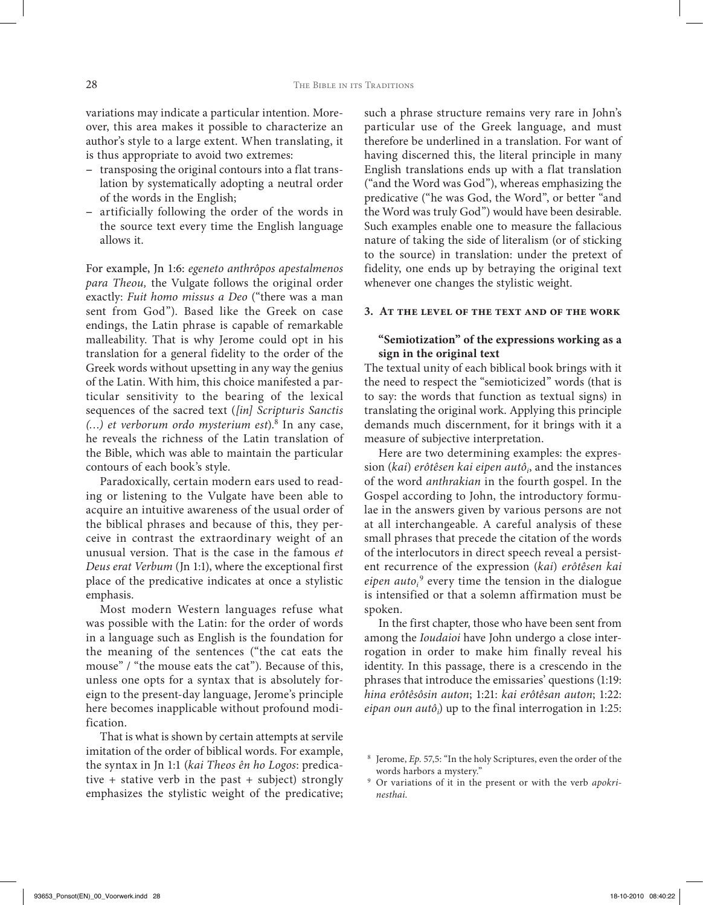variations may indicate a particular intention. Moreover, this area makes it possible to characterize an author's style to a large extent. When translating, it is thus appropriate to avoid two extremes:

- transposing the original contours into a flat translation by systematically adopting a neutral order of the words in the English;
- artificially following the order of the words in the source text every time the English language allows it.

For example, Jn 1:6: *egeneto anthrôpos apestalmenos para Theou,* the Vulgate follows the original order exactly: *Fuit homo missus a Deo* ("there was a man sent from God"). Based like the Greek on case endings, the Latin phrase is capable of remarkable malleability. That is why Jerome could opt in his translation for a general fidelity to the order of the Greek words without upsetting in any way the genius of the Latin. With him, this choice manifested a particular sensitivity to the bearing of the lexical sequences of the sacred text (*[in] Scripturis Sanctis (…) et verborum ordo mysterium est*).[8] In any case, he reveals the richness of the Latin translation of the Bible, which was able to maintain the particular contours of each book's style.

Paradoxically, certain modern ears used to reading or listening to the Vulgate have been able to acquire an intuitive awareness of the usual order of the biblical phrases and because of this, they perceive in contrast the extraordinary weight of an unusual version. That is the case in the famous *et Deus erat Verbum* (Jn 1:1), where the exceptional first place of the predicative indicates at once a stylistic emphasis.

Most modern Western languages refuse what was possible with the Latin: for the order of words in a language such as English is the foundation for the meaning of the sentences ("the cat eats the mouse" / "the mouse eats the cat"). Because of this, unless one opts for a syntax that is absolutely foreign to the present-day language, Jerome's principle here becomes inapplicable without profound modification.

That is what is shown by certain attempts at servile imitation of the order of biblical words. For example, the syntax in Jn 1:1 (*kai Theos ên ho Logos*: predicative + stative verb in the past + subject) strongly emphasizes the stylistic weight of the predicative; such a phrase structure remains very rare in John's particular use of the Greek language, and must therefore be underlined in a translation. For want of having discerned this, the literal principle in many English translations ends up with a flat translation ("and the Word was God"), whereas emphasizing the predicative ("he was God, the Word", or better "and the Word was truly God") would have been desirable. Such examples enable one to measure the fallacious nature of taking the side of literalism (or of sticking to the source) in translation: under the pretext of fidelity, one ends up by betraying the original text whenever one changes the stylistic weight.

### 3. At the level of the text and of the work

#### "Semiotization" of the expressions working as a sign in the original text

The textual unity of each biblical book brings with it the need to respect the "semioticized" words (that is to say: the words that function as textual signs) in translating the original work. Applying this principle demands much discernment, for it brings with it a measure of subjective interpretation.

Here are two determining examples: the expression (*kai*) *erôtêsen kai eipen autô*$_i$, and the instances of the word *anthrakian* in the fourth gospel. In the Gospel according to John, the introductory formulae in the answers given by various persons are not at all interchangeable. A careful analysis of these small phrases that precede the citation of the words of the interlocutors in direct speech reveal a persistent recurrence of the expression (*kai*) *erôtêsen kai eipen auto*$_i$[9] every time the tension in the dialogue is intensified or that a solemn affirmation must be spoken.

In the first chapter, those who have been sent from among the *Ioudaioi* have John undergo a close interrogation in order to make him finally reveal his identity. In this passage, there is a crescendo in the phrases that introduce the emissaries' questions (1:19: *hina erôtêsôsin auton*; 1:21: *kai erôtêsan auton*; 1:22: *eipan oun autô*$_i$) up to the final interrogation in 1:25:

---

[8] Jerome, *Ep.* 57,5: "In the holy Scriptures, even the order of the words harbors a mystery."

[9] Or variations of it in the present or with the verb *apokrinesthai.*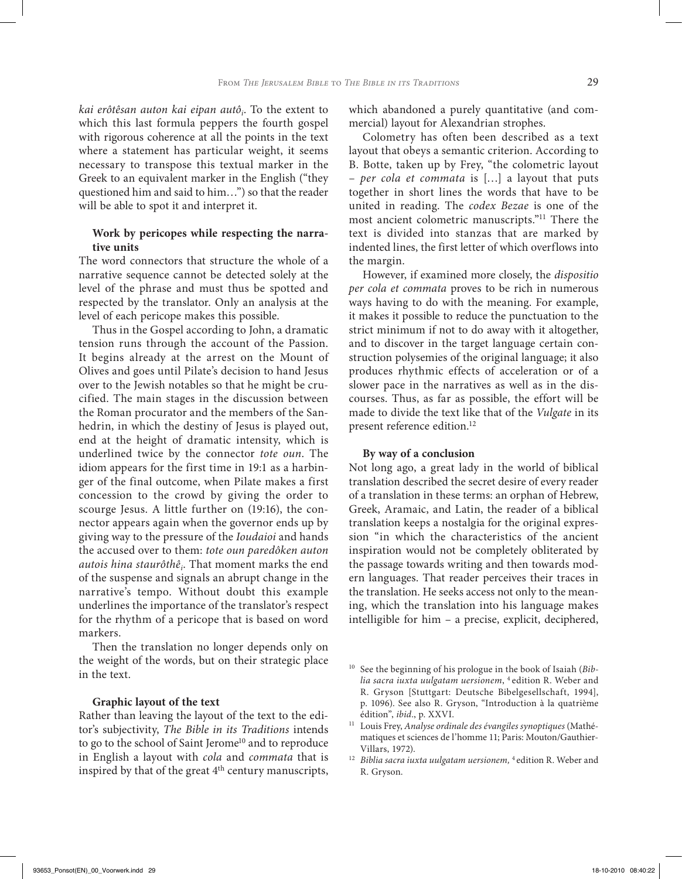*kai erôtêsan auton kai eipan autô$_i$*. To the extent to which this last formula peppers the fourth gospel with rigorous coherence at all the points in the text where a statement has particular weight, it seems necessary to transpose this textual marker in the Greek to an equivalent marker in the English ("they questioned him and said to him…") so that the reader will be able to spot it and interpret it.

**Work by pericopes while respecting the narrative units**

The word connectors that structure the whole of a narrative sequence cannot be detected solely at the level of the phrase and must thus be spotted and respected by the translator. Only an analysis at the level of each pericope makes this possible.

Thus in the Gospel according to John, a dramatic tension runs through the account of the Passion. It begins already at the arrest on the Mount of Olives and goes until Pilate's decision to hand Jesus over to the Jewish notables so that he might be crucified. The main stages in the discussion between the Roman procurator and the members of the Sanhedrin, in which the destiny of Jesus is played out, end at the height of dramatic intensity, which is underlined twice by the connector *tote oun*. The idiom appears for the first time in 19:1 as a harbinger of the final outcome, when Pilate makes a first concession to the crowd by giving the order to scourge Jesus. A little further on (19:16), the connector appears again when the governor ends up by giving way to the pressure of the *Ioudaioi* and hands the accused over to them: *tote oun paredôken auton autois hina staurôthê$_i$*. That moment marks the end of the suspense and signals an abrupt change in the narrative's tempo. Without doubt this example underlines the importance of the translator's respect for the rhythm of a pericope that is based on word markers.

Then the translation no longer depends only on the weight of the words, but on their strategic place in the text.

**Graphic layout of the text**

Rather than leaving the layout of the text to the editor's subjectivity, *The Bible in its Traditions* intends to go to the school of Saint Jerome[10] and to reproduce in English a layout with *cola* and *commata* that is inspired by that of the great 4th century manuscripts, which abandoned a purely quantitative (and commercial) layout for Alexandrian strophes.

Colometry has often been described as a text layout that obeys a semantic criterion. According to B. Botte, taken up by Frey, "the colometric layout – *per cola et commata* is […] a layout that puts together in short lines the words that have to be united in reading. The *codex Bezae* is one of the most ancient colometric manuscripts."[11] There the text is divided into stanzas that are marked by indented lines, the first letter of which overflows into the margin.

However, if examined more closely, the *dispositio per cola et commata* proves to be rich in numerous ways having to do with the meaning. For example, it makes it possible to reduce the punctuation to the strict minimum if not to do away with it altogether, and to discover in the target language certain construction polysemies of the original language; it also produces rhythmic effects of acceleration or of a slower pace in the narratives as well as in the discourses. Thus, as far as possible, the effort will be made to divide the text like that of the *Vulgate* in its present reference edition.[12]

**By way of a conclusion**

Not long ago, a great lady in the world of biblical translation described the secret desire of every reader of a translation in these terms: an orphan of Hebrew, Greek, Aramaic, and Latin, the reader of a biblical translation keeps a nostalgia for the original expression "in which the characteristics of the ancient inspiration would not be completely obliterated by the passage towards writing and then towards modern languages. That reader perceives their traces in the translation. He seeks access not only to the meaning, which the translation into his language makes intelligible for him – a precise, explicit, deciphered,

---

[10] See the beginning of his prologue in the book of Isaiah (*Biblia sacra iuxta uulgatam uersionem*, 4 edition R. Weber and R. Gryson [Stuttgart: Deutsche Bibelgesellschaft, 1994], p. 1096). See also R. Gryson, "Introduction à la quatrième édition", *ibid*., p. XXVI.

[11] Louis Frey, *Analyse ordinale des évangiles synoptiques* (Mathématiques et sciences de l'homme 11; Paris: Mouton/Gauthier-Villars, 1972).

[12] *Biblia sacra iuxta uulgatam uersionem,* 4 edition R. Weber and R. Gryson.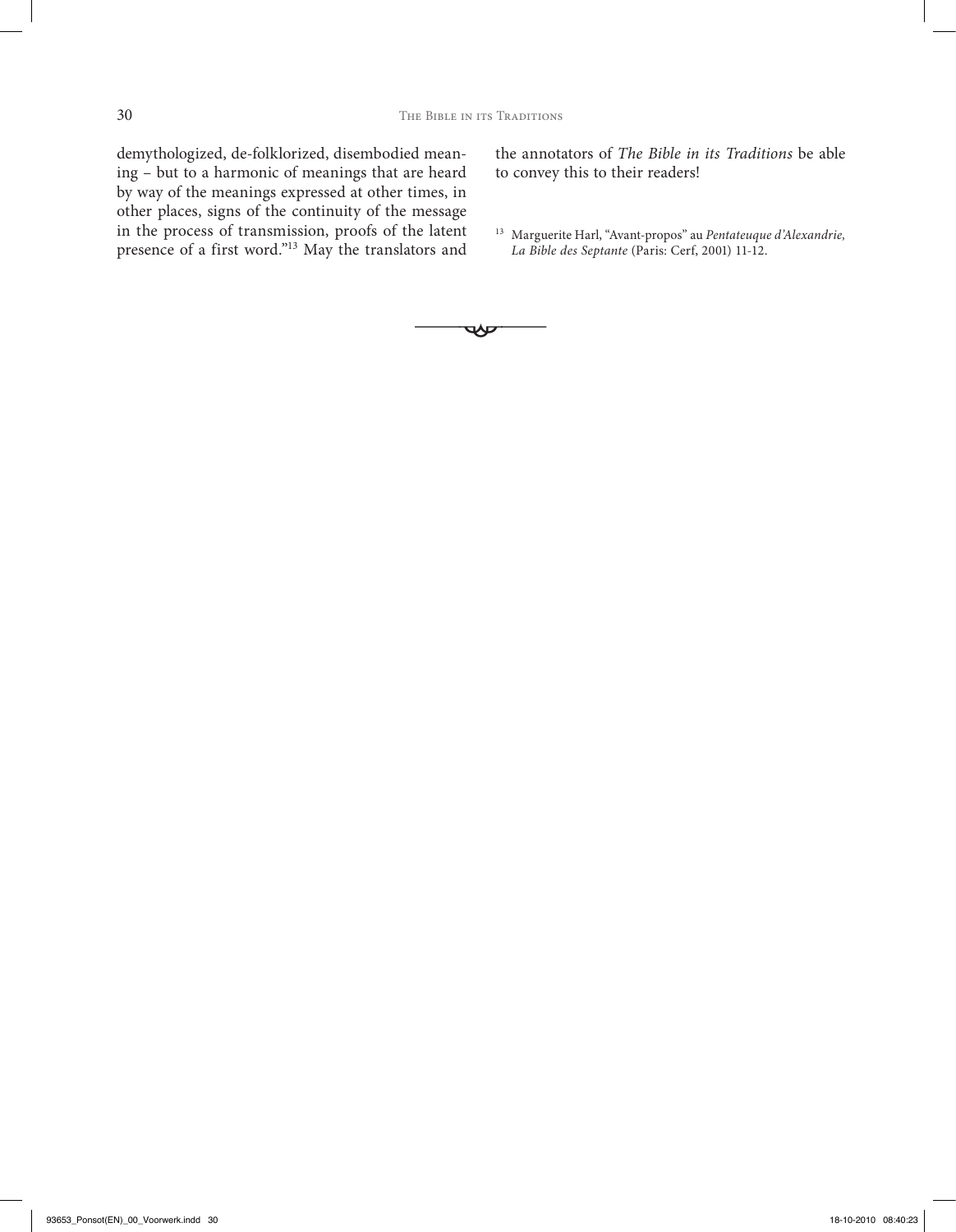demythologized, de-folklorized, disembodied meaning – but to a harmonic of meanings that are heard by way of the meanings expressed at other times, in other places, signs of the continuity of the message in the process of transmission, proofs of the latent presence of a first word."[13] May the translators and the annotators of *The Bible in its Traditions* be able to convey this to their readers!

[13] Marguerite Harl, "Avant-propos" au *Pentateuque d'Alexandrie, La Bible des Septante* (Paris: Cerf, 2001) 11-12.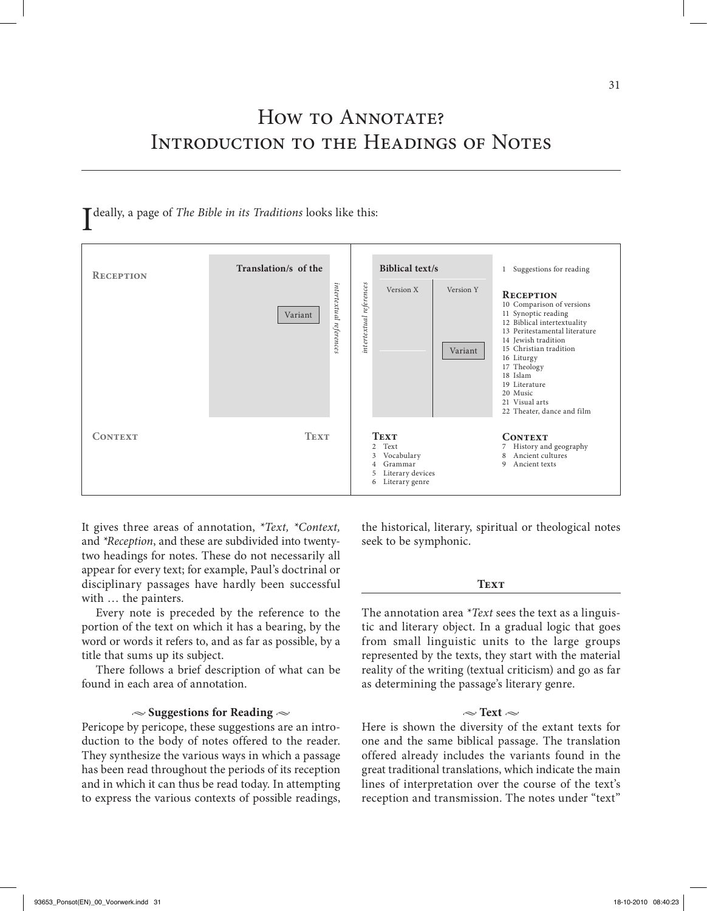# How to Annotate? Introduction to the Headings of Notes

Ideally, a page of *The Bible in its Traditions* looks like this:

| Reception | Translation/s of the | *intertextual references* | *intertextual references* | Biblical text/s | | 1 Suggestions for reading |
|---|---|---|---|---|---|---|
| | Variant | | | Version X | Version Y | **Reception** 10 Comparison of versions 11 Synoptic reading 12 Biblical intertextuality 13 Peritestamental literature 14 Jewish tradition 15 Christian tradition 16 Liturgy 17 Theology 18 Islam 19 Literature 20 Music 21 Visual arts 22 Theater, dance and film |
| | | | | | Variant | |
| **Context** | **Text** | | | **Text** 2 Text 3 Vocabulary 4 Grammar 5 Literary devices 6 Literary genre | | **Context** 7 History and geography 8 Ancient cultures 9 Ancient texts |

It gives three areas of annotation, *\*Text, \*Context,* and *\*Reception*, and these are subdivided into twenty-two headings for notes. These do not necessarily all appear for every text; for example, Paul's doctrinal or disciplinary passages have hardly been successful with … the painters.

Every note is preceded by the reference to the portion of the text on which it has a bearing, by the word or words it refers to, and as far as possible, by a title that sums up its subject.

There follows a brief description of what can be found in each area of annotation.

### Suggestions for Reading

Pericope by pericope, these suggestions are an introduction to the body of notes offered to the reader. They synthesize the various ways in which a passage has been read throughout the periods of its reception and in which it can thus be read today. In attempting to express the various contexts of possible readings, the historical, literary, spiritual or theological notes seek to be symphonic.

## Text

The annotation area *\*Text* sees the text as a linguistic and literary object. In a gradual logic that goes from small linguistic units to the large groups represented by the texts, they start with the material reality of the writing (textual criticism) and go as far as determining the passage's literary genre.

### Text

Here is shown the diversity of the extant texts for one and the same biblical passage. The translation offered already includes the variants found in the great traditional translations, which indicate the main lines of interpretation over the course of the text's reception and transmission. The notes under "text"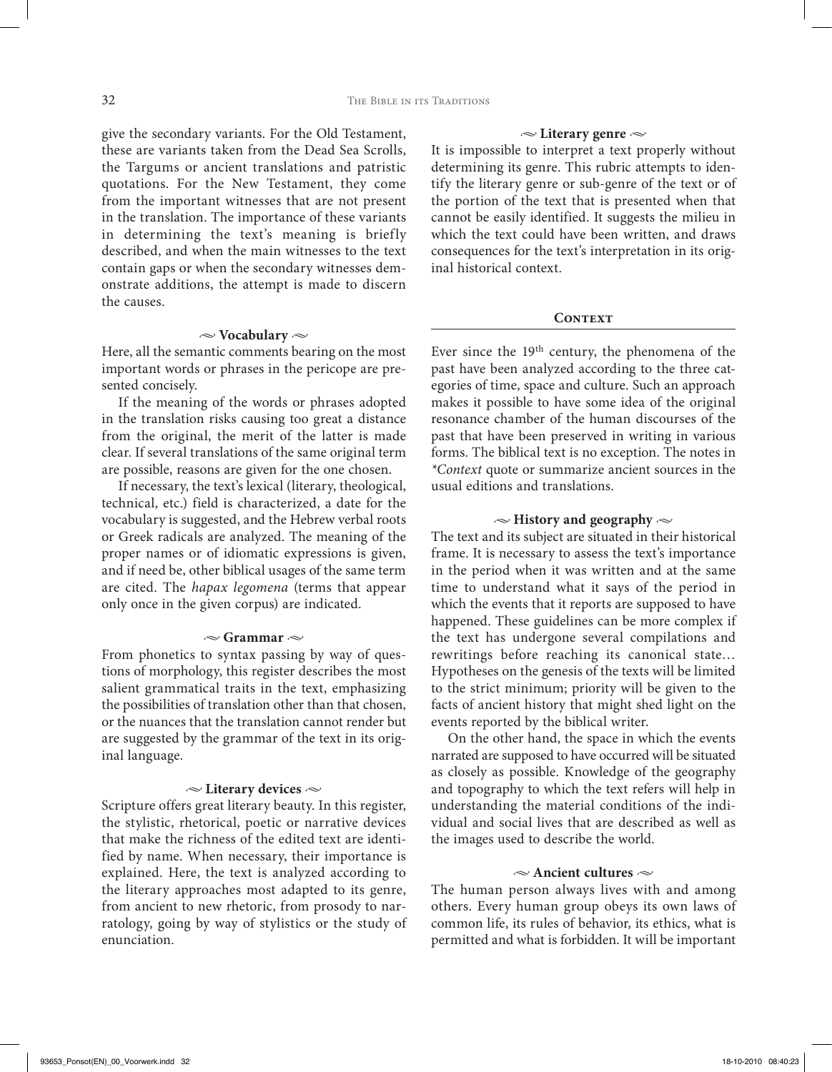give the secondary variants. For the Old Testament, these are variants taken from the Dead Sea Scrolls, the Targums or ancient translations and patristic quotations. For the New Testament, they come from the important witnesses that are not present in the translation. The importance of these variants in determining the text's meaning is briefly described, and when the main witnesses to the text contain gaps or when the secondary witnesses demonstrate additions, the attempt is made to discern the causes.

#### ~ Vocabulary ~

Here, all the semantic comments bearing on the most important words or phrases in the pericope are presented concisely.

If the meaning of the words or phrases adopted in the translation risks causing too great a distance from the original, the merit of the latter is made clear. If several translations of the same original term are possible, reasons are given for the one chosen.

If necessary, the text's lexical (literary, theological, technical, etc.) field is characterized, a date for the vocabulary is suggested, and the Hebrew verbal roots or Greek radicals are analyzed. The meaning of the proper names or of idiomatic expressions is given, and if need be, other biblical usages of the same term are cited. The *hapax legomena* (terms that appear only once in the given corpus) are indicated.

#### ~ Grammar ~

From phonetics to syntax passing by way of questions of morphology, this register describes the most salient grammatical traits in the text, emphasizing the possibilities of translation other than that chosen, or the nuances that the translation cannot render but are suggested by the grammar of the text in its original language.

#### ~ Literary devices ~

Scripture offers great literary beauty. In this register, the stylistic, rhetorical, poetic or narrative devices that make the richness of the edited text are identified by name. When necessary, their importance is explained. Here, the text is analyzed according to the literary approaches most adapted to its genre, from ancient to new rhetoric, from prosody to narratology, going by way of stylistics or the study of enunciation.

#### ~ Literary genre ~

It is impossible to interpret a text properly without determining its genre. This rubric attempts to identify the literary genre or sub-genre of the text or of the portion of the text that is presented when that cannot be easily identified. It suggests the milieu in which the text could have been written, and draws consequences for the text's interpretation in its original historical context.

### Context

Ever since the 19th century, the phenomena of the past have been analyzed according to the three categories of time, space and culture. Such an approach makes it possible to have some idea of the original resonance chamber of the human discourses of the past that have been preserved in writing in various forms. The biblical text is no exception. The notes in *\*Context* quote or summarize ancient sources in the usual editions and translations.

#### ~ History and geography ~

The text and its subject are situated in their historical frame. It is necessary to assess the text's importance in the period when it was written and at the same time to understand what it says of the period in which the events that it reports are supposed to have happened. These guidelines can be more complex if the text has undergone several compilations and rewritings before reaching its canonical state… Hypotheses on the genesis of the texts will be limited to the strict minimum; priority will be given to the facts of ancient history that might shed light on the events reported by the biblical writer.

On the other hand, the space in which the events narrated are supposed to have occurred will be situated as closely as possible. Knowledge of the geography and topography to which the text refers will help in understanding the material conditions of the individual and social lives that are described as well as the images used to describe the world.

#### ~ Ancient cultures ~

The human person always lives with and among others. Every human group obeys its own laws of common life, its rules of behavior, its ethics, what is permitted and what is forbidden. It will be important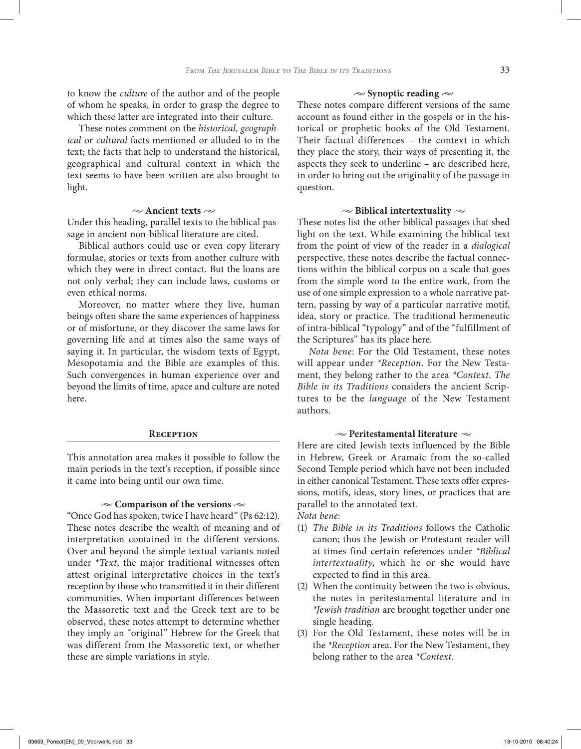to know the *culture* of the author and of the people of whom he speaks, in order to grasp the degree to which these latter are integrated into their culture.

These notes comment on the *historical, geographical* or *cultural* facts mentioned or alluded to in the text; the facts that help to understand the historical, geographical and cultural context in which the text seems to have been written are also brought to light.

#### ~ Ancient texts ~

Under this heading, parallel texts to the biblical passage in ancient non-biblical literature are cited.

Biblical authors could use or even copy literary formulae, stories or texts from another culture with which they were in direct contact. But the loans are not only verbal; they can include laws, customs or even ethical norms.

Moreover, no matter where they live, human beings often share the same experiences of happiness or of misfortune, or they discover the same laws for governing life and at times also the same ways of saying it. In particular, the wisdom texts of Egypt, Mesopotamia and the Bible are examples of this. Such convergences in human experience over and beyond the limits of time, space and culture are noted here.

### Reception

This annotation area makes it possible to follow the main periods in the text's reception, if possible since it came into being until our own time.

#### ~ Comparison of the versions ~

"Once God has spoken, twice I have heard" (Ps 62:12). These notes describe the wealth of meaning and of interpretation contained in the different versions. Over and beyond the simple textual variants noted under *Text*, the major traditional witnesses often attest original interpretative choices in the text's reception by those who transmitted it in their different communities. When important differences between the Massoretic text and the Greek text are to be observed, these notes attempt to determine whether they imply an "original" Hebrew for the Greek that was different from the Massoretic text, or whether these are simple variations in style.

#### ~ Synoptic reading ~

These notes compare different versions of the same account as found either in the gospels or in the historical or prophetic books of the Old Testament. Their factual differences – the context in which they place the story, their ways of presenting it, the aspects they seek to underline – are described here, in order to bring out the originality of the passage in question.

#### ~ Biblical intertextuality ~

These notes list the other biblical passages that shed light on the text. While examining the biblical text from the point of view of the reader in a *dialogical* perspective, these notes describe the factual connections within the biblical corpus on a scale that goes from the simple word to the entire work, from the use of one simple expression to a whole narrative pattern, passing by way of a particular narrative motif, idea, story or practice. The traditional hermeneutic of intra-biblical "typology" and of the "fulfillment of the Scriptures" has its place here.

*Nota bene*: For the Old Testament, these notes will appear under *\*Reception*. For the New Testament, they belong rather to the area *\*Context*. *The Bible in its Traditions* considers the ancient Scriptures to be the *language* of the New Testament authors.

#### ~ Peritestamental literature ~

Here are cited Jewish texts influenced by the Bible in Hebrew, Greek or Aramaic from the so-called Second Temple period which have not been included in either canonical Testament. These texts offer expressions, motifs, ideas, story lines, or practices that are parallel to the annotated text.

*Nota bene*:

(1) *The Bible in its Traditions* follows the Catholic canon; thus the Jewish or Protestant reader will at times find certain references under *\*Biblical intertextuality*, which he or she would have expected to find in this area.

(2) When the continuity between the two is obvious, the notes in peritestamental literature and in *\*Jewish tradition* are brought together under one single heading.

(3) For the Old Testament, these notes will be in the *\*Reception* area. For the New Testament, they belong rather to the area *\*Context*.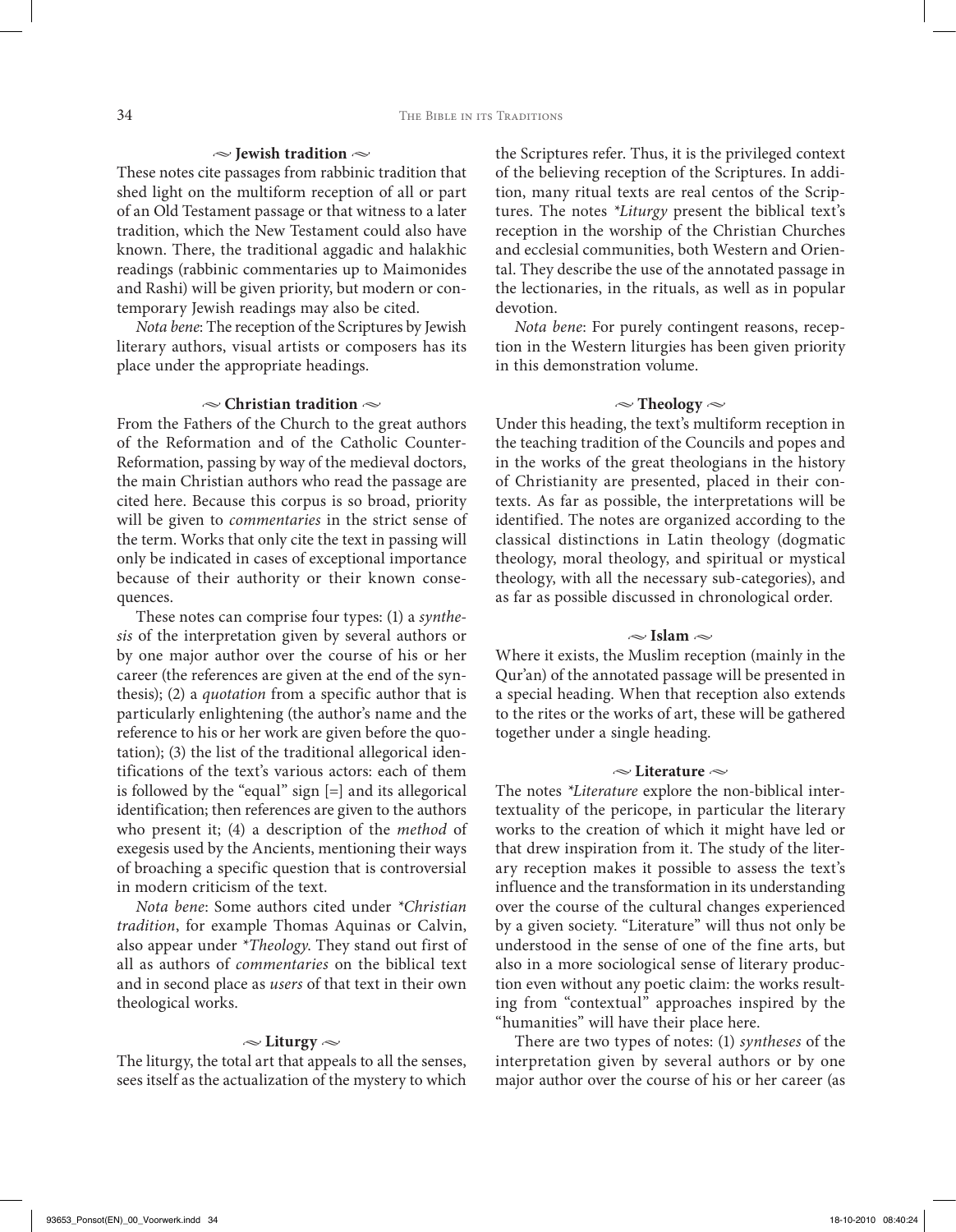## ∼ Jewish tradition ∼

These notes cite passages from rabbinic tradition that shed light on the multiform reception of all or part of an Old Testament passage or that witness to a later tradition, which the New Testament could also have known. There, the traditional aggadic and halakhic readings (rabbinic commentaries up to Maimonides and Rashi) will be given priority, but modern or contemporary Jewish readings may also be cited.

*Nota bene*: The reception of the Scriptures by Jewish literary authors, visual artists or composers has its place under the appropriate headings.

## ∼ Christian tradition ∼

From the Fathers of the Church to the great authors of the Reformation and of the Catholic Counter-Reformation, passing by way of the medieval doctors, the main Christian authors who read the passage are cited here. Because this corpus is so broad, priority will be given to *commentaries* in the strict sense of the term. Works that only cite the text in passing will only be indicated in cases of exceptional importance because of their authority or their known consequences.

These notes can comprise four types: (1) a *synthesis* of the interpretation given by several authors or by one major author over the course of his or her career (the references are given at the end of the synthesis); (2) a *quotation* from a specific author that is particularly enlightening (the author's name and the reference to his or her work are given before the quotation); (3) the list of the traditional allegorical identifications of the text's various actors: each of them is followed by the "equal" sign [=] and its allegorical identification; then references are given to the authors who present it; (4) a description of the *method* of exegesis used by the Ancients, mentioning their ways of broaching a specific question that is controversial in modern criticism of the text.

*Nota bene*: Some authors cited under *\*Christian tradition*, for example Thomas Aquinas or Calvin, also appear under *\*Theology*. They stand out first of all as authors of *commentaries* on the biblical text and in second place as *users* of that text in their own theological works.

## ∼ Liturgy ∼

The liturgy, the total art that appeals to all the senses, sees itself as the actualization of the mystery to which the Scriptures refer. Thus, it is the privileged context of the believing reception of the Scriptures. In addition, many ritual texts are real centos of the Scriptures. The notes *\*Liturgy* present the biblical text's reception in the worship of the Christian Churches and ecclesial communities, both Western and Oriental. They describe the use of the annotated passage in the lectionaries, in the rituals, as well as in popular devotion.

*Nota bene*: For purely contingent reasons, reception in the Western liturgies has been given priority in this demonstration volume.

## ∼ Theology ∼

Under this heading, the text's multiform reception in the teaching tradition of the Councils and popes and in the works of the great theologians in the history of Christianity are presented, placed in their contexts. As far as possible, the interpretations will be identified. The notes are organized according to the classical distinctions in Latin theology (dogmatic theology, moral theology, and spiritual or mystical theology, with all the necessary sub-categories), and as far as possible discussed in chronological order.

## ∼ Islam ∼

Where it exists, the Muslim reception (mainly in the Qur'an) of the annotated passage will be presented in a special heading. When that reception also extends to the rites or the works of art, these will be gathered together under a single heading.

## ∼ Literature ∼

The notes *\*Literature* explore the non-biblical intertextuality of the pericope, in particular the literary works to the creation of which it might have led or that drew inspiration from it. The study of the literary reception makes it possible to assess the text's influence and the transformation in its understanding over the course of the cultural changes experienced by a given society. "Literature" will thus not only be understood in the sense of one of the fine arts, but also in a more sociological sense of literary production even without any poetic claim: the works resulting from "contextual" approaches inspired by the "humanities" will have their place here.

There are two types of notes: (1) *syntheses* of the interpretation given by several authors or by one major author over the course of his or her career (as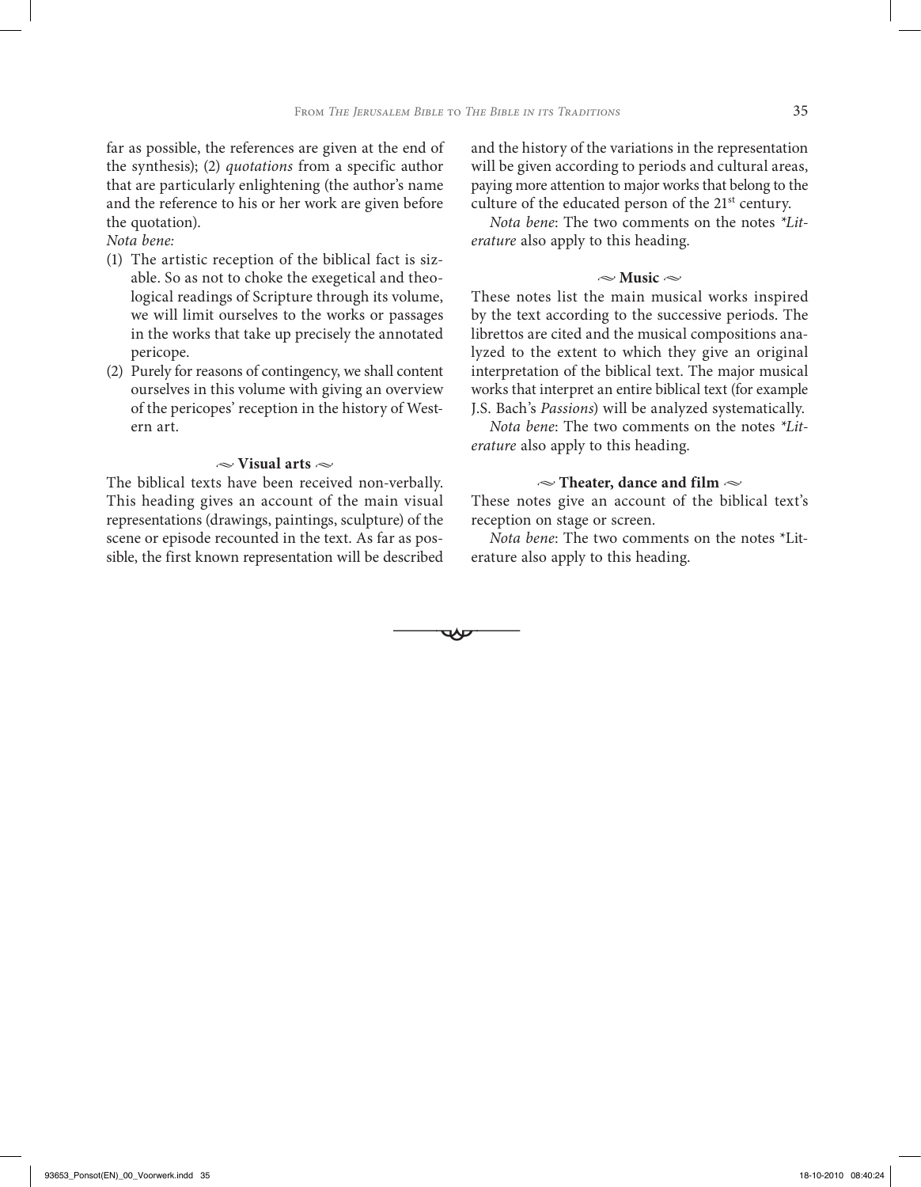far as possible, the references are given at the end of the synthesis); (2) *quotations* from a specific author that are particularly enlightening (the author's name and the reference to his or her work are given before the quotation).

*Nota bene:*

(1) The artistic reception of the biblical fact is sizable. So as not to choke the exegetical and theological readings of Scripture through its volume, we will limit ourselves to the works or passages in the works that take up precisely the annotated pericope.

(2) Purely for reasons of contingency, we shall content ourselves in this volume with giving an overview of the pericopes' reception in the history of Western art.

### ~ Visual arts ~

The biblical texts have been received non-verbally. This heading gives an account of the main visual representations (drawings, paintings, sculpture) of the scene or episode recounted in the text. As far as possible, the first known representation will be described and the history of the variations in the representation will be given according to periods and cultural areas, paying more attention to major works that belong to the culture of the educated person of the 21st century.

*Nota bene*: The two comments on the notes *\*Literature* also apply to this heading.

### ~ Music ~

These notes list the main musical works inspired by the text according to the successive periods. The librettos are cited and the musical compositions analyzed to the extent to which they give an original interpretation of the biblical text. The major musical works that interpret an entire biblical text (for example J.S. Bach's *Passions*) will be analyzed systematically.

*Nota bene*: The two comments on the notes *\*Literature* also apply to this heading.

### ~ Theater, dance and film ~

These notes give an account of the biblical text's reception on stage or screen.

*Nota bene*: The two comments on the notes \*Literature also apply to this heading.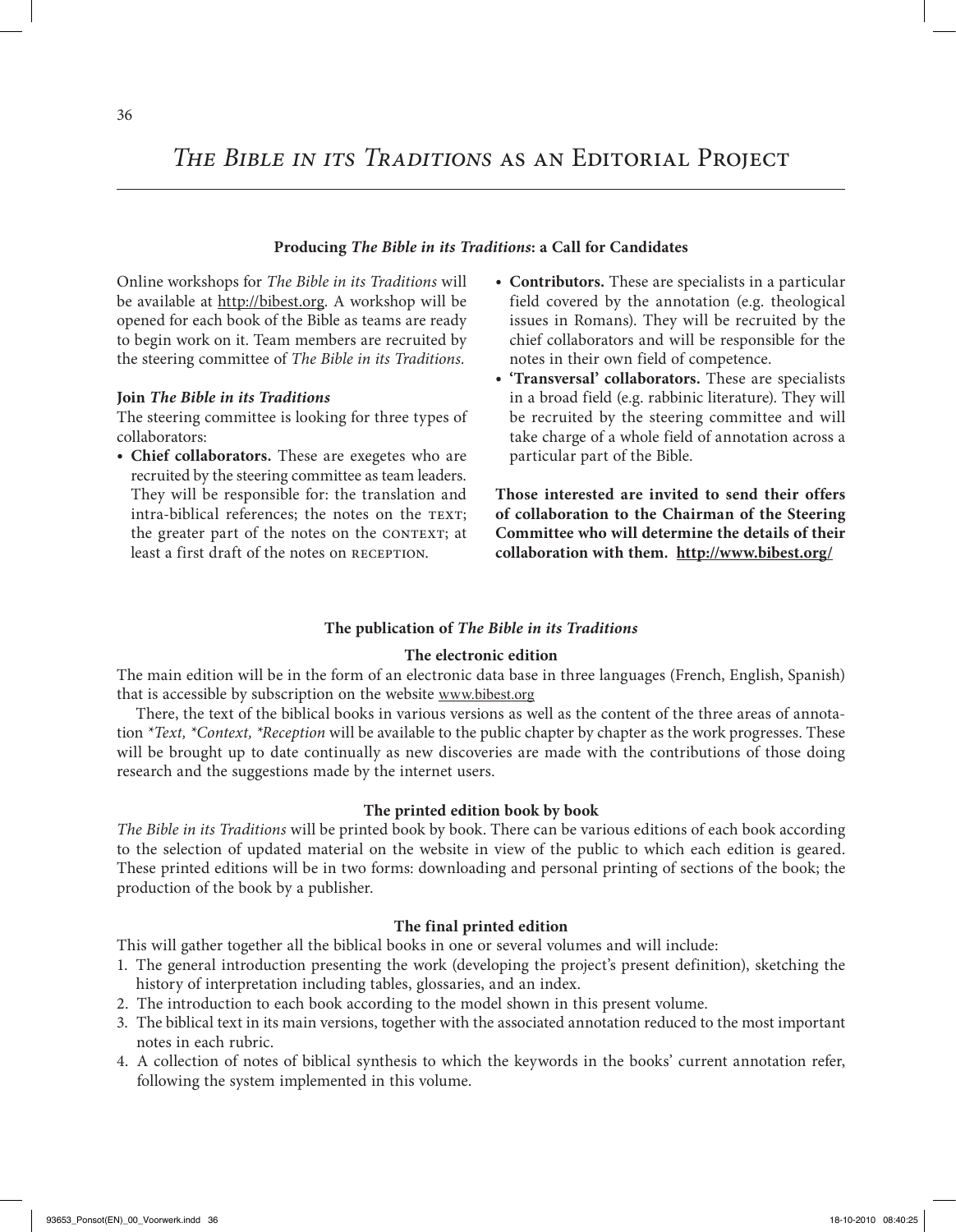# *The Bible in its Traditions* as an Editorial Project

### Producing *The Bible in its Traditions*: a Call for Candidates

Online workshops for *The Bible in its Traditions* will be available at http://bibest.org. A workshop will be opened for each book of the Bible as teams are ready to begin work on it. Team members are recruited by the steering committee of *The Bible in its Traditions*.

**Join *The Bible in its Traditions***

The steering committee is looking for three types of collaborators:

- **Chief collaborators.** These are exegetes who are recruited by the steering committee as team leaders. They will be responsible for: the translation and intra-biblical references; the notes on the TEXT; the greater part of the notes on the CONTEXT; at least a first draft of the notes on RECEPTION.
- **Contributors.** These are specialists in a particular field covered by the annotation (e.g. theological issues in Romans). They will be recruited by the chief collaborators and will be responsible for the notes in their own field of competence.
- **'Transversal' collaborators.** These are specialists in a broad field (e.g. rabbinic literature). They will be recruited by the steering committee and will take charge of a whole field of annotation across a particular part of the Bible.

**Those interested are invited to send their offers of collaboration to the Chairman of the Steering Committee who will determine the details of their collaboration with them. http://www.bibest.org/**

### The publication of *The Bible in its Traditions*

#### The electronic edition

The main edition will be in the form of an electronic data base in three languages (French, English, Spanish) that is accessible by subscription on the website www.bibest.org

There, the text of the biblical books in various versions as well as the content of the three areas of annotation *\*Text, \*Context, \*Reception* will be available to the public chapter by chapter as the work progresses. These will be brought up to date continually as new discoveries are made with the contributions of those doing research and the suggestions made by the internet users.

#### The printed edition book by book

*The Bible in its Traditions* will be printed book by book. There can be various editions of each book according to the selection of updated material on the website in view of the public to which each edition is geared. These printed editions will be in two forms: downloading and personal printing of sections of the book; the production of the book by a publisher.

#### The final printed edition

This will gather together all the biblical books in one or several volumes and will include:

1. The general introduction presenting the work (developing the project's present definition), sketching the history of interpretation including tables, glossaries, and an index.
2. The introduction to each book according to the model shown in this present volume.
3. The biblical text in its main versions, together with the associated annotation reduced to the most important notes in each rubric.
4. A collection of notes of biblical synthesis to which the keywords in the books' current annotation refer, following the system implemented in this volume.